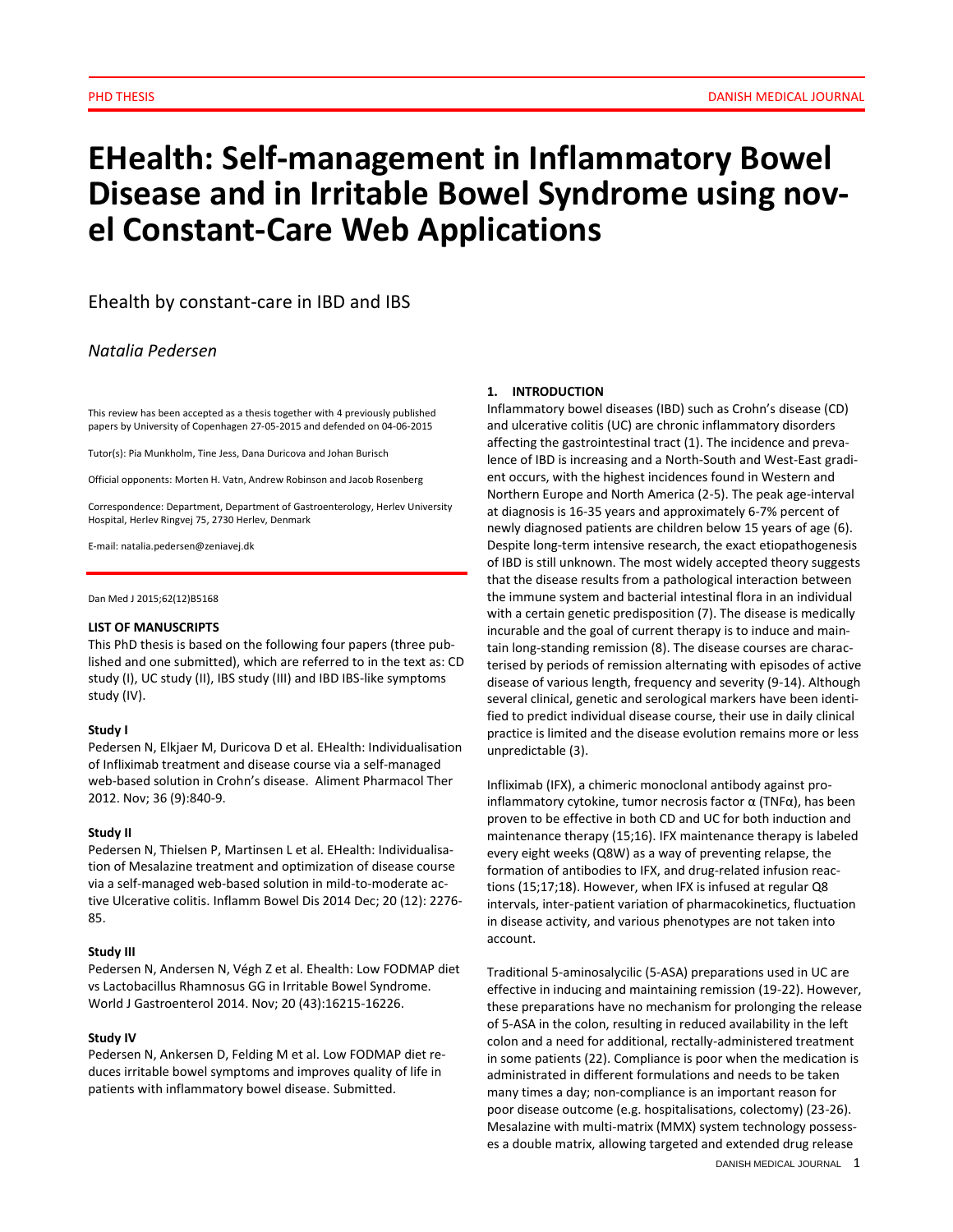# EHealth: Self-management in Inflammatory Bowel Disease and in Irritable Bowel Syndrome using novel Constant-Care Web Applications

Ehealth by constant-care in IBD and IBS

*Natalia Pedersen*

This review has been accepted as a thesis together with 4 previously published papers by University of Copenhagen 27-05-2015 and defended on 04-06-2015

Tutor(s): Pia Munkholm, Tine Jess, Dana Duricova and Johan Burisch

Official opponents: Morten H. Vatn, Andrew Robinson and Jacob Rosenberg

Correspondence: Department, Department of Gastroenterology, Herlev University Hospital, Herlev Ringvej 75, 2730 Herlev, Denmark

E-mail: natalia.pedersen@zeniavej.dk

Dan Med J 2015;62(12)B5168

### LIST OF MANUSCRIPTS

This PhD thesis is based on the following four papers (three published and one submitted), which are referred to in the text as: CD study (I), UC study (II), IBS study (III) and IBD IBS-like symptoms study (IV).

**Study I**

Pedersen N, Elkjaer M, Duricova D et al. EHealth: Individualisation of Infliximab treatment and disease course via a self-managed web-based solution in Crohn's disease. Aliment Pharmacol Ther 2012. Nov; 36 (9):840-9.

**Study II**

Pedersen N, Thielsen P, Martinsen L et al. EHealth: Individualisation of Mesalazine treatment and optimization of disease course via a self-managed web-based solution in mild-to-moderate active Ulcerative colitis. Inflamm Bowel Dis 2014 Dec; 20 (12): 2276-85.

**Study III**

Pedersen N, Andersen N, Végh Z et al. Ehealth: Low FODMAP diet vs Lactobacillus Rhamnosus GG in Irritable Bowel Syndrome. World J Gastroenterol 2014. Nov; 20 (43):16215-16226.

**Study IV**

Pedersen N, Ankersen D, Felding M et al. Low FODMAP diet reduces irritable bowel symptoms and improves quality of life in patients with inflammatory bowel disease. Submitted.

## 1. INTRODUCTION

Inflammatory bowel diseases (IBD) such as Crohn's disease (CD) and ulcerative colitis (UC) are chronic inflammatory disorders affecting the gastrointestinal tract (1). The incidence and prevalence of IBD is increasing and a North-South and West-East gradient occurs, with the highest incidences found in Western and Northern Europe and North America (2-5). The peak age-interval at diagnosis is 16-35 years and approximately 6-7% percent of newly diagnosed patients are children below 15 years of age (6). Despite long-term intensive research, the exact etiopathogenesis of IBD is still unknown. The most widely accepted theory suggests that the disease results from a pathological interaction between the immune system and bacterial intestinal flora in an individual with a certain genetic predisposition (7). The disease is medically incurable and the goal of current therapy is to induce and maintain long-standing remission (8). The disease courses are characterised by periods of remission alternating with episodes of active disease of various length, frequency and severity (9-14). Although several clinical, genetic and serological markers have been identified to predict individual disease course, their use in daily clinical practice is limited and the disease evolution remains more or less unpredictable (3).

Infliximab (IFX), a chimeric monoclonal antibody against pro-inflammatory cytokine, tumor necrosis factor α (TNFα), has been proven to be effective in both CD and UC for both induction and maintenance therapy (15;16). IFX maintenance therapy is labeled every eight weeks (Q8W) as a way of preventing relapse, the formation of antibodies to IFX, and drug-related infusion reactions (15;17;18). However, when IFX is infused at regular Q8 intervals, inter-patient variation of pharmacokinetics, fluctuation in disease activity, and various phenotypes are not taken into account.

Traditional 5-aminosalycilic (5-ASA) preparations used in UC are effective in inducing and maintaining remission (19-22). However, these preparations have no mechanism for prolonging the release of 5-ASA in the colon, resulting in reduced availability in the left colon and a need for additional, rectally-administered treatment in some patients (22). Compliance is poor when the medication is administrated in different formulations and needs to be taken many times a day; non-compliance is an important reason for poor disease outcome (e.g. hospitalisations, colectomy) (23-26). Mesalazine with multi-matrix (MMX) system technology possesses a double matrix, allowing targeted and extended drug release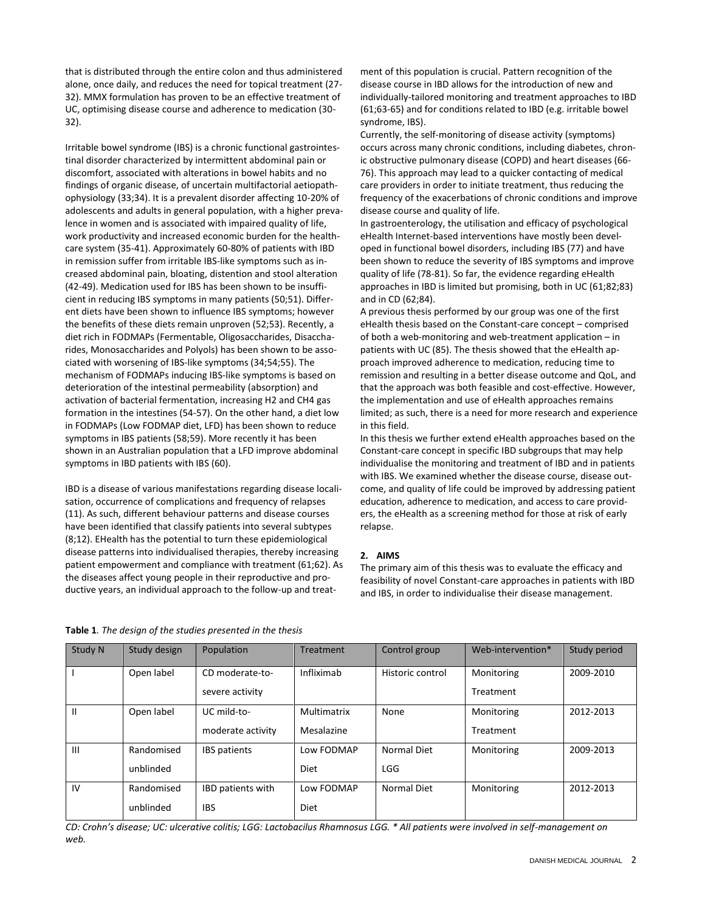that is distributed through the entire colon and thus administered alone, once daily, and reduces the need for topical treatment (27-32). MMX formulation has proven to be an effective treatment of UC, optimising disease course and adherence to medication (30-32).

Irritable bowel syndrome (IBS) is a chronic functional gastrointestinal disorder characterized by intermittent abdominal pain or discomfort, associated with alterations in bowel habits and no findings of organic disease, of uncertain multifactorial aetiopathophysiology (33;34). It is a prevalent disorder affecting 10-20% of adolescents and adults in general population, with a higher prevalence in women and is associated with impaired quality of life, work productivity and increased economic burden for the healthcare system (35-41). Approximately 60-80% of patients with IBD in remission suffer from irritable IBS-like symptoms such as increased abdominal pain, bloating, distention and stool alteration (42-49). Medication used for IBS has been shown to be insufficient in reducing IBS symptoms in many patients (50;51). Different diets have been shown to influence IBS symptoms; however the benefits of these diets remain unproven (52;53). Recently, a diet rich in FODMAPs (Fermentable, Oligosaccharides, Disaccharides, Monosaccharides and Polyols) has been shown to be associated with worsening of IBS-like symptoms (34;54;55). The mechanism of FODMAPs inducing IBS-like symptoms is based on deterioration of the intestinal permeability (absorption) and activation of bacterial fermentation, increasing $H_2$ and $CH_4$ gas formation in the intestines (54-57). On the other hand, a diet low in FODMAPs (Low FODMAP diet, LFD) has been shown to reduce symptoms in IBS patients (58;59). More recently it has been shown in an Australian population that a LFD improve abdominal symptoms in IBD patients with IBS (60).

IBD is a disease of various manifestations regarding disease localisation, occurrence of complications and frequency of relapses (11). As such, different behaviour patterns and disease courses have been identified that classify patients into several subtypes (8;12). EHealth has the potential to turn these epidemiological disease patterns into individualised therapies, thereby increasing patient empowerment and compliance with treatment (61;62). As the diseases affect young people in their reproductive and productive years, an individual approach to the follow-up and treatment of this population is crucial. Pattern recognition of the disease course in IBD allows for the introduction of new and individually-tailored monitoring and treatment approaches to IBD (61;63-65) and for conditions related to IBD (e.g. irritable bowel syndrome, IBS).
Currently, the self-monitoring of disease activity (symptoms) occurs across many chronic conditions, including diabetes, chronic obstructive pulmonary disease (COPD) and heart diseases (66-76). This approach may lead to a quicker contacting of medical care providers in order to initiate treatment, thus reducing the frequency of the exacerbations of chronic conditions and improve disease course and quality of life.
In gastroenterology, the utilisation and efficacy of psychological eHealth Internet-based interventions have mostly been developed in functional bowel disorders, including IBS (77) and have been shown to reduce the severity of IBS symptoms and improve quality of life (78-81). So far, the evidence regarding eHealth approaches in IBD is limited but promising, both in UC (61;82;83) and in CD (62;84).
A previous thesis performed by our group was one of the first eHealth thesis based on the Constant-care concept – comprised of both a web-monitoring and web-treatment application – in patients with UC (85). The thesis showed that the eHealth approach improved adherence to medication, reducing time to remission and resulting in a better disease outcome and QoL, and that the approach was both feasible and cost-effective. However, the implementation and use of eHealth approaches remains limited; as such, there is a need for more research and experience in this field.
In this thesis we further extend eHealth approaches based on the Constant-care concept in specific IBD subgroups that may help individualise the monitoring and treatment of IBD and in patients with IBS. We examined whether the disease course, disease outcome, and quality of life could be improved by addressing patient education, adherence to medication, and access to care providers, the eHealth as a screening method for those at risk of early relapse.

## 2. AIMS

The primary aim of this thesis was to evaluate the efficacy and feasibility of novel Constant-care approaches in patients with IBD and IBS, in order to individualise their disease management.

**Table 1**. *The design of the studies presented in the thesis*

| Study N | Study design | Population | Treatment | Control group | Web-intervention* | Study period |
|---|---|---|---|---|---|---|
| I | Open label | CD moderate-to-severe activity | Infliximab | Historic control | Monitoring Treatment | 2009-2010 |
| II | Open label | UC mild-to-moderate activity | Multimatrix Mesalazine | None | Monitoring Treatment | 2012-2013 |
| III | Randomised unblinded | IBS patients | Low FODMAP Diet | Normal Diet LGG | Monitoring | 2009-2013 |
| IV | Randomised unblinded | IBD patients with IBS | Low FODMAP Diet | Normal Diet | Monitoring | 2012-2013 |

*CD: Crohn's disease; UC: ulcerative colitis; LGG: Lactobacilus Rhamnosus LGG. * All patients were involved in self-management on web.*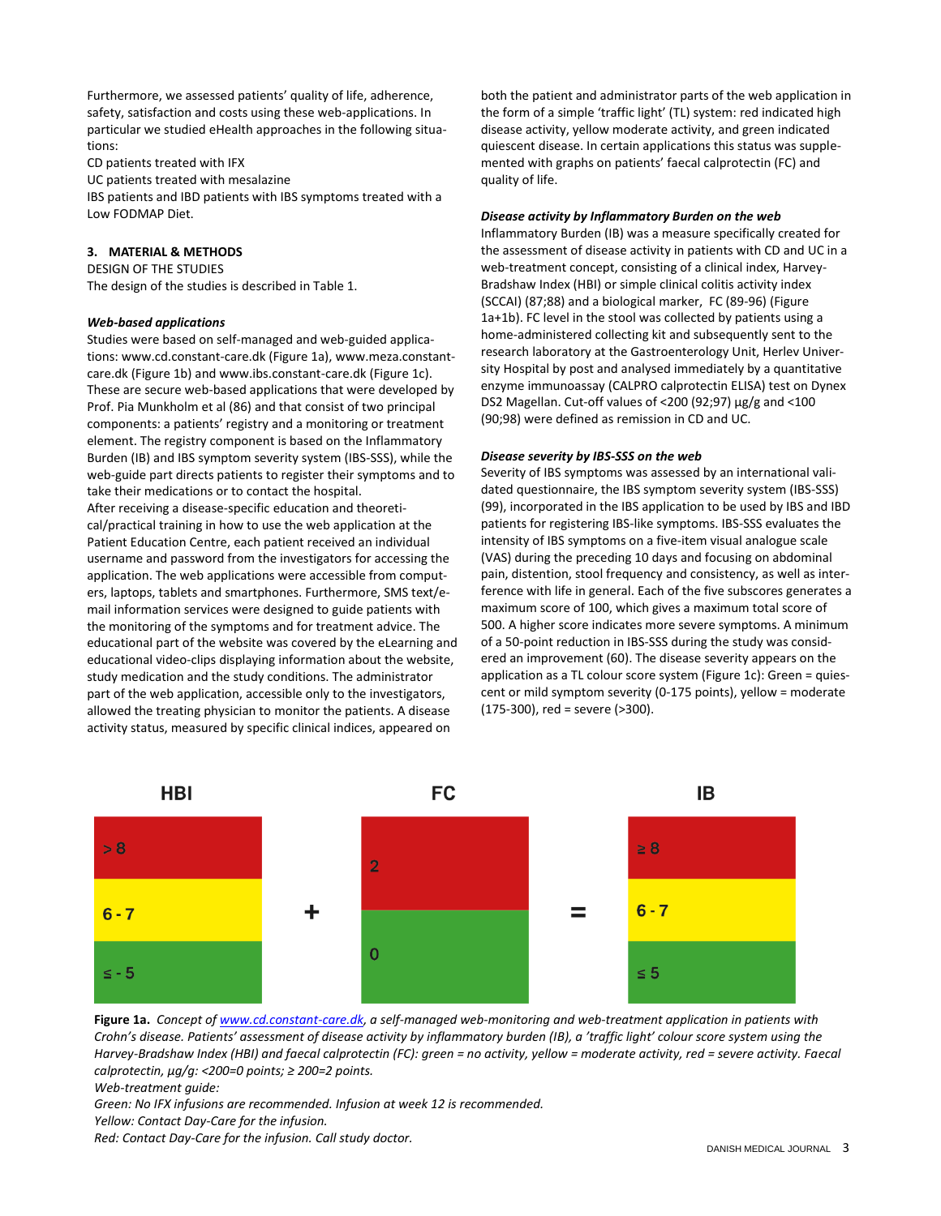Furthermore, we assessed patients' quality of life, adherence, safety, satisfaction and costs using these web-applications. In particular we studied eHealth approaches in the following situations:

CD patients treated with IFX

UC patients treated with mesalazine

IBS patients and IBD patients with IBS symptoms treated with a Low FODMAP Diet.

## 3. MATERIAL & METHODS

DESIGN OF THE STUDIES

The design of the studies is described in Table 1.

***Web-based applications***

Studies were based on self-managed and web-guided applications: www.cd.constant-care.dk (Figure 1a), www.meza.constant-care.dk (Figure 1b) and www.ibs.constant-care.dk (Figure 1c). These are secure web-based applications that were developed by Prof. Pia Munkholm et al (86) and that consist of two principal components: a patients' registry and a monitoring or treatment element. The registry component is based on the Inflammatory Burden (IB) and IBS symptom severity system (IBS-SSS), while the web-guide part directs patients to register their symptoms and to take their medications or to contact the hospital.

After receiving a disease-specific education and theoretical/practical training in how to use the web application at the Patient Education Centre, each patient received an individual username and password from the investigators for accessing the application. The web applications were accessible from computers, laptops, tablets and smartphones. Furthermore, SMS text/e-mail information services were designed to guide patients with the monitoring of the symptoms and for treatment advice. The educational part of the website was covered by the eLearning and educational video-clips displaying information about the website, study medication and the study conditions. The administrator part of the web application, accessible only to the investigators, allowed the treating physician to monitor the patients. A disease activity status, measured by specific clinical indices, appeared on both the patient and administrator parts of the web application in the form of a simple 'traffic light' (TL) system: red indicated high disease activity, yellow moderate activity, and green indicated quiescent disease. In certain applications this status was supplemented with graphs on patients' faecal calprotectin (FC) and quality of life.

***Disease activity by Inflammatory Burden on the web***

Inflammatory Burden (IB) was a measure specifically created for the assessment of disease activity in patients with CD and UC in a web-treatment concept, consisting of a clinical index, Harvey-Bradshaw Index (HBI) or simple clinical colitis activity index (SCCAI) (87;88) and a biological marker, FC (89-96) (Figure 1a+1b). FC level in the stool was collected by patients using a home-administered collecting kit and subsequently sent to the research laboratory at the Gastroenterology Unit, Herlev University Hospital by post and analysed immediately by a quantitative enzyme immunoassay (CALPRO calprotectin ELISA) test on Dynex DS2 Magellan. Cut-off values of <200 (92;97) µg/g and <100 (90;98) were defined as remission in CD and UC.

***Disease severity by IBS-SSS on the web***

Severity of IBS symptoms was assessed by an international validated questionnaire, the IBS symptom severity system (IBS-SSS) (99), incorporated in the IBS application to be used by IBS and IBD patients for registering IBS-like symptoms. IBS-SSS evaluates the intensity of IBS symptoms on a five-item visual analogue scale (VAS) during the preceding 10 days and focusing on abdominal pain, distention, stool frequency and consistency, as well as interference with life in general. Each of the five subscores generates a maximum score of 100, which gives a maximum total score of 500. A higher score indicates more severe symptoms. A minimum of a 50-point reduction in IBS-SSS during the study was considered an improvement (60). The disease severity appears on the application as a TL colour score system (Figure 1c): Green = quiescent or mild symptom severity (0-175 points), yellow = moderate (175-300), red = severe (>300).

| HBI | | FC | | IB |
|---|---|---|---|---|
| > 8 | | 2 | | ≥ 8 |
| 6 - 7 | + | | = | 6 - 7 |
| ≤ - 5 | | 0 | | ≤ 5 |

**Figure 1a.** *Concept of www.cd.constant-care.dk, a self-managed web-monitoring and web-treatment application in patients with Crohn's disease. Patients' assessment of disease activity by inflammatory burden (IB), a 'traffic light' colour score system using the Harvey-Bradshaw Index (HBI) and faecal calprotectin (FC): green = no activity, yellow = moderate activity, red = severe activity. Faecal calprotectin, µg/g: <200=0 points; ≥ 200=2 points.*

*Web-treatment guide:*

*Green: No IFX infusions are recommended. Infusion at week 12 is recommended.*

*Yellow: Contact Day-Care for the infusion.*

*Red: Contact Day-Care for the infusion. Call study doctor.*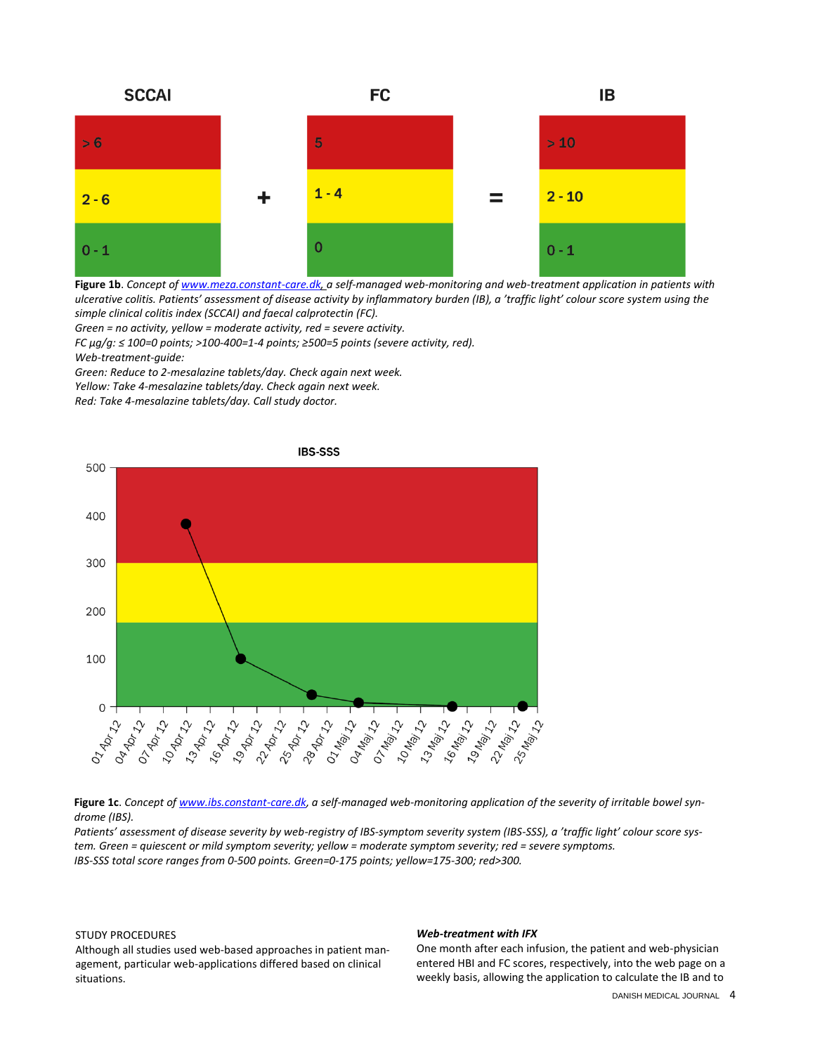| SCCAI | | FC | | IB |
|---|---|---|---|---|
| > 6 | | 5 | | > 10 |
| 2 - 6 | + | 1 - 4 | = | 2 - 10 |
| 0 - 1 | | 0 | | 0 - 1 |

**Figure 1b**. *Concept of www.meza.constant-care.dk, a self-managed web-monitoring and web-treatment application in patients with ulcerative colitis. Patients' assessment of disease activity by inflammatory burden (IB), a 'traffic light' colour score system using the simple clinical colitis index (SCCAI) and faecal calprotectin (FC).*
*Green = no activity, yellow = moderate activity, red = severe activity.*
*FC µg/g: ≤ 100=0 points; >100-400=1-4 points; ≥500=5 points (severe activity, red).*
*Web-treatment-guide:*
*Green: Reduce to 2-mesalazine tablets/day. Check again next week.*
*Yellow: Take 4-mesalazine tablets/day. Check again next week.*
*Red: Take 4-mesalazine tablets/day. Call study doctor.*

**Figure 1c**. *Concept of www.ibs.constant-care.dk, a self-managed web-monitoring application of the severity of irritable bowel syndrome (IBS).*
*Patients' assessment of disease severity by web-registry of IBS-symptom severity system (IBS-SSS), a 'traffic light' colour score system. Green = quiescent or mild symptom severity; yellow = moderate symptom severity; red = severe symptoms.*
*IBS-SSS total score ranges from 0-500 points. Green=0-175 points; yellow=175-300; red>300.*

STUDY PROCEDURES

Although all studies used web-based approaches in patient management, particular web-applications differed based on clinical situations.

***Web-treatment with IFX***

One month after each infusion, the patient and web-physician entered HBI and FC scores, respectively, into the web page on a weekly basis, allowing the application to calculate the IB and to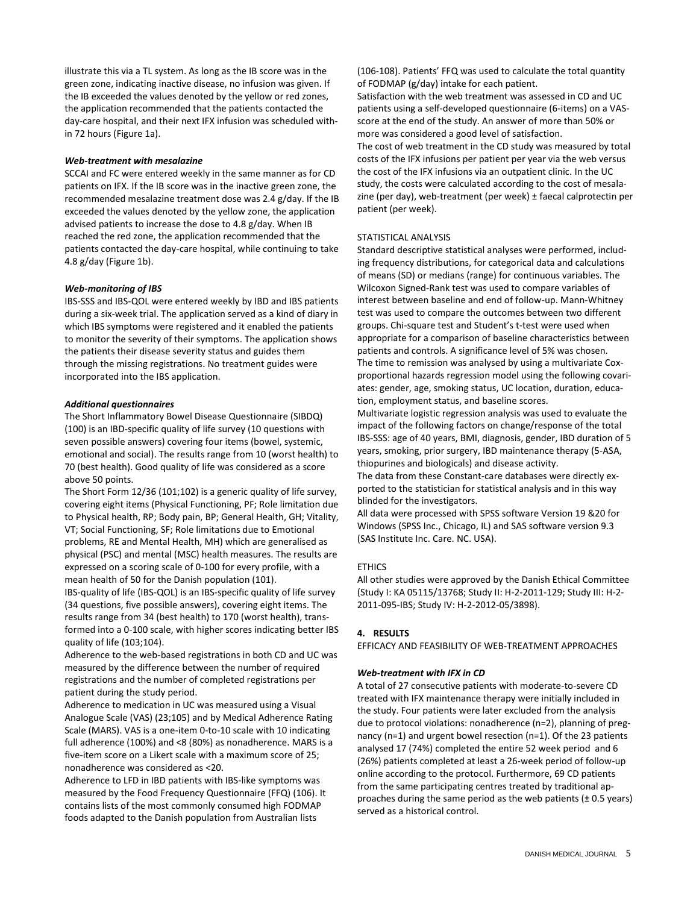illustrate this via a TL system. As long as the IB score was in the green zone, indicating inactive disease, no infusion was given. If the IB exceeded the values denoted by the yellow or red zones, the application recommended that the patients contacted the day-care hospital, and their next IFX infusion was scheduled within 72 hours (Figure 1a).

***Web-treatment with mesalazine***

SCCAI and FC were entered weekly in the same manner as for CD patients on IFX. If the IB score was in the inactive green zone, the recommended mesalazine treatment dose was 2.4 g/day. If the IB exceeded the values denoted by the yellow zone, the application advised patients to increase the dose to 4.8 g/day. When IB reached the red zone, the application recommended that the patients contacted the day-care hospital, while continuing to take 4.8 g/day (Figure 1b).

***Web-monitoring of IBS***

IBS-SSS and IBS-QOL were entered weekly by IBD and IBS patients during a six-week trial. The application served as a kind of diary in which IBS symptoms were registered and it enabled the patients to monitor the severity of their symptoms. The application shows the patients their disease severity status and guides them through the missing registrations. No treatment guides were incorporated into the IBS application.

***Additional questionnaires***

The Short Inflammatory Bowel Disease Questionnaire (SIBDQ) (100) is an IBD-specific quality of life survey (10 questions with seven possible answers) covering four items (bowel, systemic, emotional and social). The results range from 10 (worst health) to 70 (best health). Good quality of life was considered as a score above 50 points.

The Short Form 12/36 (101;102) is a generic quality of life survey, covering eight items (Physical Functioning, PF; Role limitation due to Physical health, RP; Body pain, BP; General Health, GH; Vitality, VT; Social Functioning, SF; Role limitations due to Emotional problems, RE and Mental Health, MH) which are generalised as physical (PSC) and mental (MSC) health measures. The results are expressed on a scoring scale of 0-100 for every profile, with a mean health of 50 for the Danish population (101).

IBS-quality of life (IBS-QOL) is an IBS-specific quality of life survey (34 questions, five possible answers), covering eight items. The results range from 34 (best health) to 170 (worst health), transformed into a 0-100 scale, with higher scores indicating better IBS quality of life (103;104).

Adherence to the web-based registrations in both CD and UC was measured by the difference between the number of required registrations and the number of completed registrations per patient during the study period.

Adherence to medication in UC was measured using a Visual Analogue Scale (VAS) (23;105) and by Medical Adherence Rating Scale (MARS). VAS is a one-item 0-to-10 scale with 10 indicating full adherence (100%) and <8 (80%) as nonadherence. MARS is a five-item score on a Likert scale with a maximum score of 25; nonadherence was considered as <20.

Adherence to LFD in IBD patients with IBS-like symptoms was measured by the Food Frequency Questionnaire (FFQ) (106). It contains lists of the most commonly consumed high FODMAP foods adapted to the Danish population from Australian lists (106-108). Patients' FFQ was used to calculate the total quantity of FODMAP (g/day) intake for each patient.

Satisfaction with the web treatment was assessed in CD and UC patients using a self-developed questionnaire (6-items) on a VAS-score at the end of the study. An answer of more than 50% or more was considered a good level of satisfaction.

The cost of web treatment in the CD study was measured by total costs of the IFX infusions per patient per year via the web versus the cost of the IFX infusions via an outpatient clinic. In the UC study, the costs were calculated according to the cost of mesalazine (per day), web-treatment (per week) ± faecal calprotectin per patient (per week).

STATISTICAL ANALYSIS

Standard descriptive statistical analyses were performed, including frequency distributions, for categorical data and calculations of means (SD) or medians (range) for continuous variables. The Wilcoxon Signed-Rank test was used to compare variables of interest between baseline and end of follow-up. Mann-Whitney test was used to compare the outcomes between two different groups. Chi-square test and Student's t-test were used when appropriate for a comparison of baseline characteristics between patients and controls. A significance level of 5% was chosen.

The time to remission was analysed by using a multivariate Cox-proportional hazards regression model using the following covariates: gender, age, smoking status, UC location, duration, education, employment status, and baseline scores.

Multivariate logistic regression analysis was used to evaluate the impact of the following factors on change/response of the total IBS-SSS: age of 40 years, BMI, diagnosis, gender, IBD duration of 5 years, smoking, prior surgery, IBD maintenance therapy (5-ASA, thiopurines and biologicals) and disease activity.

The data from these Constant-care databases were directly exported to the statistician for statistical analysis and in this way blinded for the investigators.

All data were processed with SPSS software Version 19 &20 for Windows (SPSS Inc., Chicago, IL) and SAS software version 9.3 (SAS Institute Inc. Care. NC. USA).

ETHICS

All other studies were approved by the Danish Ethical Committee (Study I: KA 05115/13768; Study II: H-2-2011-129; Study III: H-2-2011-095-IBS; Study IV: H-2-2012-05/3898).

## 4. RESULTS

EFFICACY AND FEASIBILITY OF WEB-TREATMENT APPROACHES

***Web-treatment with IFX in CD***

A total of 27 consecutive patients with moderate-to-severe CD treated with IFX maintenance therapy were initially included in the study. Four patients were later excluded from the analysis due to protocol violations: nonadherence (n=2), planning of pregnancy (n=1) and urgent bowel resection (n=1). Of the 23 patients analysed 17 (74%) completed the entire 52 week period and 6 (26%) patients completed at least a 26-week period of follow-up online according to the protocol. Furthermore, 69 CD patients from the same participating centres treated by traditional approaches during the same period as the web patients (± 0.5 years) served as a historical control.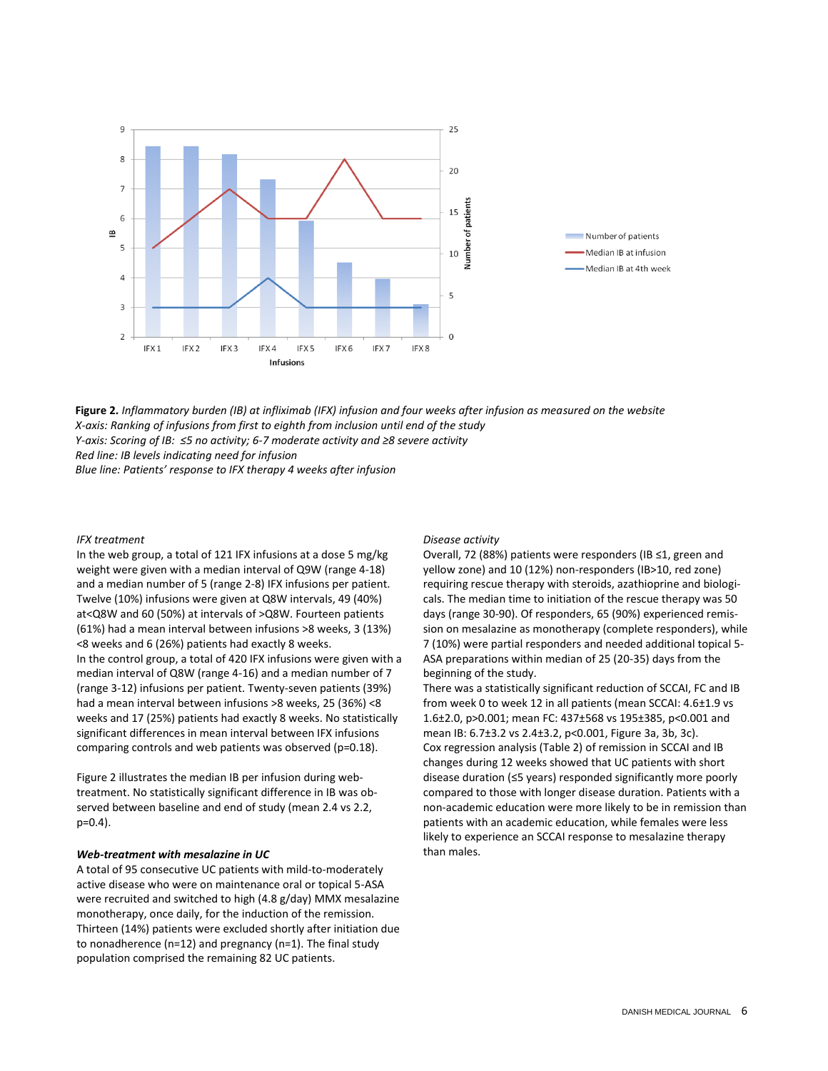**Figure 2.** *Inflammatory burden (IB) at infliximab (IFX) infusion and four weeks after infusion as measured on the website*
*X-axis: Ranking of infusions from first to eighth from inclusion until end of the study*
*Y-axis: Scoring of IB: ≤5 no activity; 6-7 moderate activity and ≥8 severe activity*
*Red line: IB levels indicating need for infusion*
*Blue line: Patients' response to IFX therapy 4 weeks after infusion*

*IFX treatment*

In the web group, a total of 121 IFX infusions at a dose 5 mg/kg weight were given with a median interval of Q9W (range 4-18) and a median number of 5 (range 2-8) IFX infusions per patient. Twelve (10%) infusions were given at Q8W intervals, 49 (40%) at<Q8W and 60 (50%) at intervals of >Q8W. Fourteen patients (61%) had a mean interval between infusions >8 weeks, 3 (13%) <8 weeks and 6 (26%) patients had exactly 8 weeks.

In the control group, a total of 420 IFX infusions were given with a median interval of Q8W (range 4-16) and a median number of 7 (range 3-12) infusions per patient. Twenty-seven patients (39%) had a mean interval between infusions >8 weeks, 25 (36%) <8 weeks and 17 (25%) patients had exactly 8 weeks. No statistically significant differences in mean interval between IFX infusions comparing controls and web patients was observed (p=0.18).

Figure 2 illustrates the median IB per infusion during web-treatment. No statistically significant difference in IB was observed between baseline and end of study (mean 2.4 vs 2.2, p=0.4).

***Web-treatment with mesalazine in UC***

A total of 95 consecutive UC patients with mild-to-moderately active disease who were on maintenance oral or topical 5-ASA were recruited and switched to high (4.8 g/day) MMX mesalazine monotherapy, once daily, for the induction of the remission. Thirteen (14%) patients were excluded shortly after initiation due to nonadherence (n=12) and pregnancy (n=1). The final study population comprised the remaining 82 UC patients.

*Disease activity*

Overall, 72 (88%) patients were responders (IB ≤1, green and yellow zone) and 10 (12%) non-responders (IB>10, red zone) requiring rescue therapy with steroids, azathioprine and biologicals. The median time to initiation of the rescue therapy was 50 days (range 30-90). Of responders, 65 (90%) experienced remission on mesalazine as monotherapy (complete responders), while 7 (10%) were partial responders and needed additional topical 5-ASA preparations within median of 25 (20-35) days from the beginning of the study.

There was a statistically significant reduction of SCCAI, FC and IB from week 0 to week 12 in all patients (mean SCCAI: 4.6±1.9 vs 1.6±2.0, p>0.001; mean FC: 437±568 vs 195±385, p<0.001 and mean IB: 6.7±3.2 vs 2.4±3.2, p<0.001, Figure 3a, 3b, 3c).

Cox regression analysis (Table 2) of remission in SCCAI and IB changes during 12 weeks showed that UC patients with short disease duration (≤5 years) responded significantly more poorly compared to those with longer disease duration. Patients with a non-academic education were more likely to be in remission than patients with an academic education, while females were less likely to experience an SCCAI response to mesalazine therapy than males.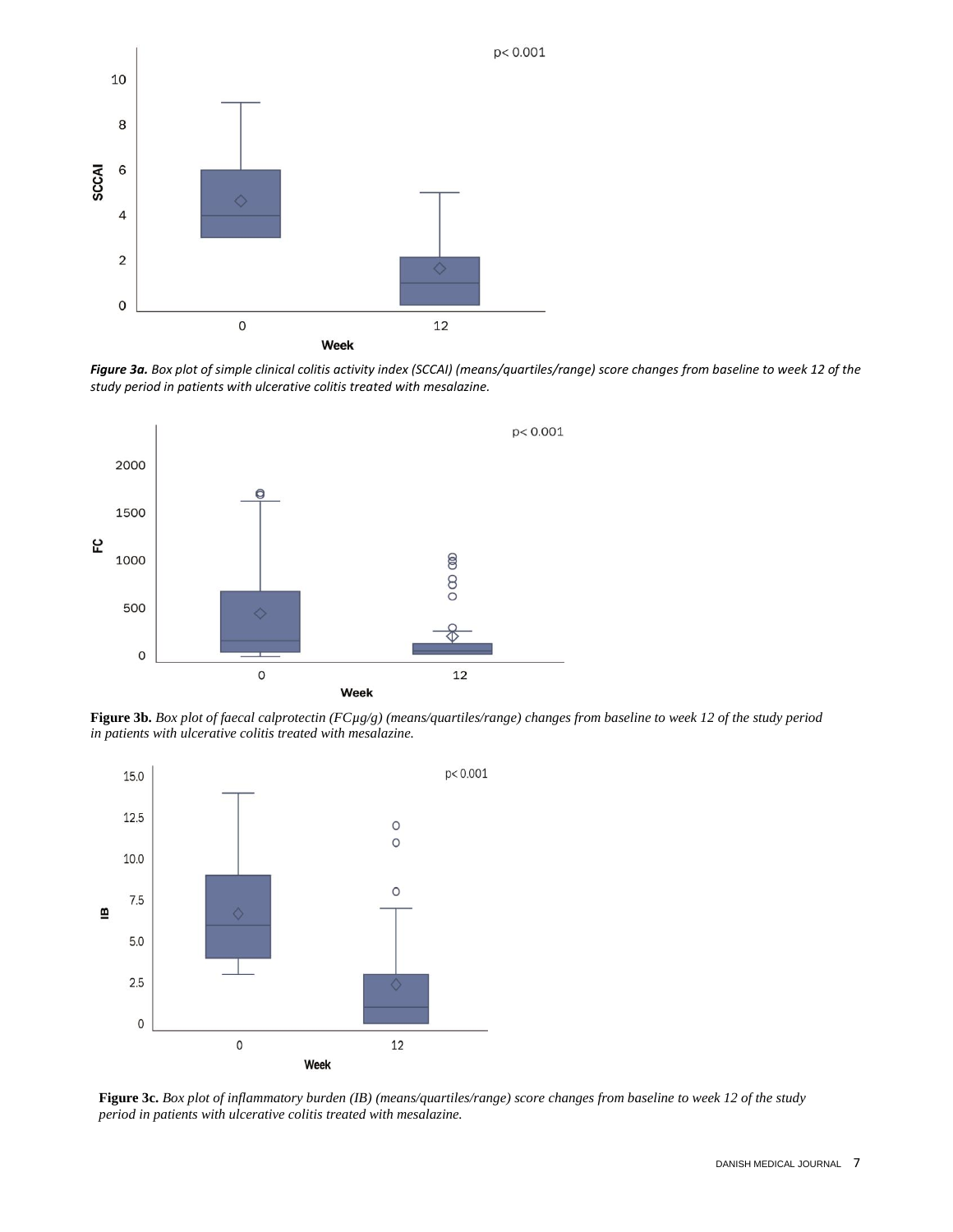***Figure 3a.*** *Box plot of simple clinical colitis activity index (SCCAI) (means/quartiles/range) score changes from baseline to week 12 of the study period in patients with ulcerative colitis treated with mesalazine.*

**Figure 3b.** *Box plot of faecal calprotectin (FCμg/g) (means/quartiles/range) changes from baseline to week 12 of the study period in patients with ulcerative colitis treated with mesalazine.*

**Figure 3c.** *Box plot of inflammatory burden (IB) (means/quartiles/range) score changes from baseline to week 12 of the study period in patients with ulcerative colitis treated with mesalazine.*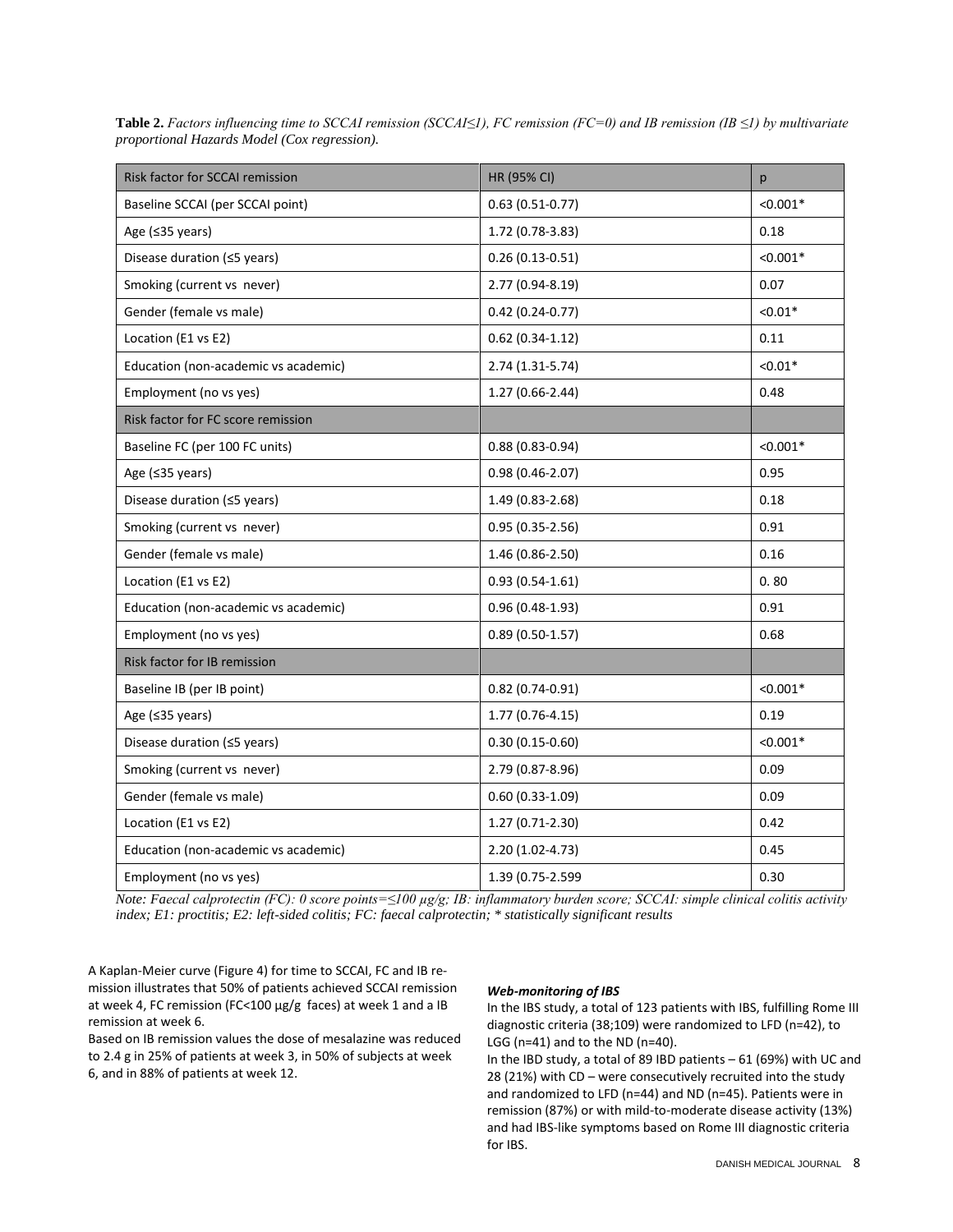**Table 2.** *Factors influencing time to SCCAI remission (SCCAI≤1), FC remission (FC=0) and IB remission (IB ≤1) by multivariate proportional Hazards Model (Cox regression).*

| Risk factor for SCCAI remission | HR (95% CI) | p |
|---|---|---|
| Baseline SCCAI (per SCCAI point) | 0.63 (0.51-0.77) | <0.001* |
| Age (≤35 years) | 1.72 (0.78-3.83) | 0.18 |
| Disease duration (≤5 years) | 0.26 (0.13-0.51) | <0.001* |
| Smoking (current vs never) | 2.77 (0.94-8.19) | 0.07 |
| Gender (female vs male) | 0.42 (0.24-0.77) | <0.01* |
| Location (E1 vs E2) | 0.62 (0.34-1.12) | 0.11 |
| Education (non-academic vs academic) | 2.74 (1.31-5.74) | <0.01* |
| Employment (no vs yes) | 1.27 (0.66-2.44) | 0.48 |
| Risk factor for FC score remission | | |
| Baseline FC (per 100 FC units) | 0.88 (0.83-0.94) | <0.001* |
| Age (≤35 years) | 0.98 (0.46-2.07) | 0.95 |
| Disease duration (≤5 years) | 1.49 (0.83-2.68) | 0.18 |
| Smoking (current vs never) | 0.95 (0.35-2.56) | 0.91 |
| Gender (female vs male) | 1.46 (0.86-2.50) | 0.16 |
| Location (E1 vs E2) | 0.93 (0.54-1.61) | 0. 80 |
| Education (non-academic vs academic) | 0.96 (0.48-1.93) | 0.91 |
| Employment (no vs yes) | 0.89 (0.50-1.57) | 0.68 |
| Risk factor for IB remission | | |
| Baseline IB (per IB point) | 0.82 (0.74-0.91) | <0.001* |
| Age (≤35 years) | 1.77 (0.76-4.15) | 0.19 |
| Disease duration (≤5 years) | 0.30 (0.15-0.60) | <0.001* |
| Smoking (current vs never) | 2.79 (0.87-8.96) | 0.09 |
| Gender (female vs male) | 0.60 (0.33-1.09) | 0.09 |
| Location (E1 vs E2) | 1.27 (0.71-2.30) | 0.42 |
| Education (non-academic vs academic) | 2.20 (1.02-4.73) | 0.45 |
| Employment (no vs yes) | 1.39 (0.75-2.599 | 0.30 |

*Note: Faecal calprotectin (FC): 0 score points=≤100 µg/g; IB: inflammatory burden score; SCCAI: simple clinical colitis activity index; E1: proctitis; E2: left-sided colitis; FC: faecal calprotectin; * statistically significant results*

A Kaplan-Meier curve (Figure 4) for time to SCCAI, FC and IB remission illustrates that 50% of patients achieved SCCAI remission at week 4, FC remission (FC<100 µg/g faces) at week 1 and a IB remission at week 6.

Based on IB remission values the dose of mesalazine was reduced to 2.4 g in 25% of patients at week 3, in 50% of subjects at week 6, and in 88% of patients at week 12.

***Web-monitoring of IBS***

In the IBS study, a total of 123 patients with IBS, fulfilling Rome III diagnostic criteria (38;109) were randomized to LFD (n=42), to LGG (n=41) and to the ND (n=40).

In the IBD study, a total of 89 IBD patients – 61 (69%) with UC and 28 (21%) with CD – were consecutively recruited into the study and randomized to LFD (n=44) and ND (n=45). Patients were in remission (87%) or with mild-to-moderate disease activity (13%) and had IBS-like symptoms based on Rome III diagnostic criteria for IBS.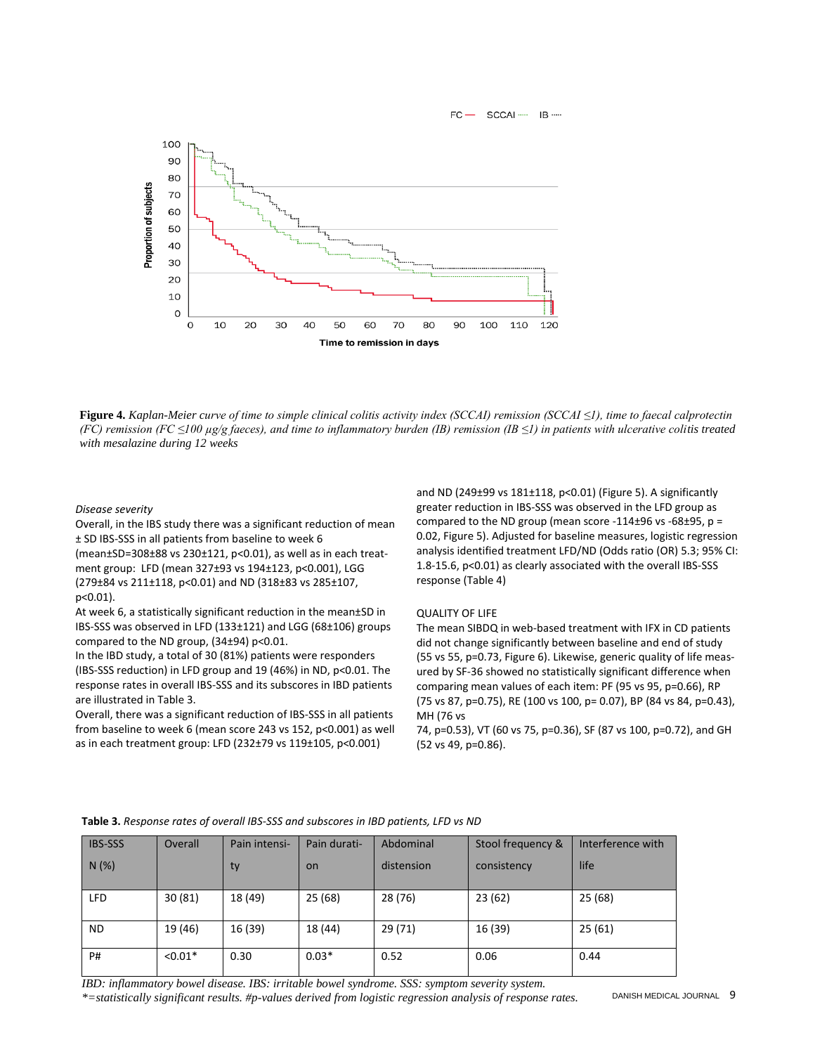**Figure 4.** *Kaplan-Meier curve of time to simple clinical colitis activity index (SCCAI) remission (SCCAI ≤1), time to faecal calprotectin (FC) remission (FC ≤100 µg/g faeces), and time to inflammatory burden (IB) remission (IB ≤1) in patients with ulcerative colitis treated with mesalazine during 12 weeks*

*Disease severity*

Overall, in the IBS study there was a significant reduction of mean ± SD IBS-SSS in all patients from baseline to week 6 (mean±SD=308±88 vs 230±121, p<0.01), as well as in each treatment group: LFD (mean 327±93 vs 194±123, p<0.001), LGG (279±84 vs 211±118, p<0.01) and ND (318±83 vs 285±107, p<0.01).

At week 6, a statistically significant reduction in the mean±SD in IBS-SSS was observed in LFD (133±121) and LGG (68±106) groups compared to the ND group, (34±94) p<0.01.

In the IBD study, a total of 30 (81%) patients were responders (IBS-SSS reduction) in LFD group and 19 (46%) in ND, p<0.01. The response rates in overall IBS-SSS and its subscores in IBD patients are illustrated in Table 3.

Overall, there was a significant reduction of IBS-SSS in all patients from baseline to week 6 (mean score 243 vs 152, p<0.001) as well as in each treatment group: LFD (232±79 vs 119±105, p<0.001) and ND (249±99 vs 181±118, p<0.01) (Figure 5). A significantly greater reduction in IBS-SSS was observed in the LFD group as compared to the ND group (mean score -114±96 vs -68±95, p = 0.02, Figure 5). Adjusted for baseline measures, logistic regression analysis identified treatment LFD/ND (Odds ratio (OR) 5.3; 95% CI: 1.8-15.6, p<0.01) as clearly associated with the overall IBS-SSS response (Table 4)

QUALITY OF LIFE

The mean SIBDQ in web-based treatment with IFX in CD patients did not change significantly between baseline and end of study (55 vs 55, p=0.73, Figure 6). Likewise, generic quality of life measured by SF-36 showed no statistically significant difference when comparing mean values of each item: PF (95 vs 95, p=0.66), RP (75 vs 87, p=0.75), RE (100 vs 100, p= 0.07), BP (84 vs 84, p=0.43), MH (76 vs 74, p=0.53), VT (60 vs 75, p=0.36), SF (87 vs 100, p=0.72), and GH (52 vs 49, p=0.86).

**Table 3.** *Response rates of overall IBS-SSS and subscores in IBD patients, LFD vs ND*

| IBS-SSS N (%) | Overall | Pain intensity | Pain duration | Abdominal distension | Stool frequency & consistency | Interference with life |
|---|---|---|---|---|---|---|
| LFD | 30 (81) | 18 (49) | 25 (68) | 28 (76) | 23 (62) | 25 (68) |
| ND | 19 (46) | 16 (39) | 18 (44) | 29 (71) | 16 (39) | 25 (61) |
| P# | <0.01* | 0.30 | 0.03* | 0.52 | 0.06 | 0.44 |

*IBD: inflammatory bowel disease. IBS: irritable bowel syndrome. SSS: symptom severity system.*
*\*=statistically significant results. #p-values derived from logistic regression analysis of response rates.*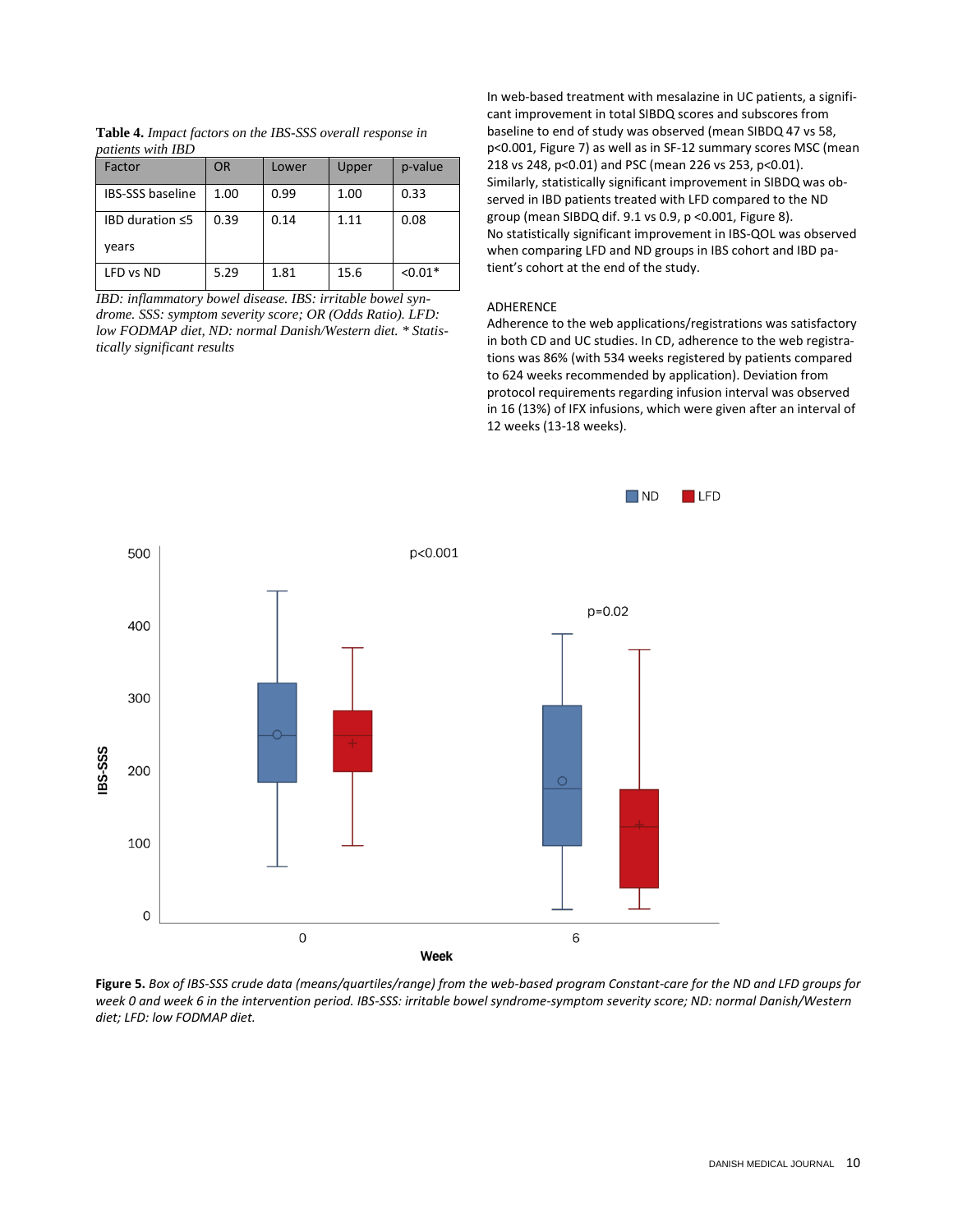**Table 4.** *Impact factors on the IBS-SSS overall response in patients with IBD*

| Factor | OR | Lower | Upper | p-value |
|---|---|---|---|---|
| IBS-SSS baseline | 1.00 | 0.99 | 1.00 | 0.33 |
| IBD duration ≤5 years | 0.39 | 0.14 | 1.11 | 0.08 |
| LFD vs ND | 5.29 | 1.81 | 15.6 | <0.01* |

*IBD: inflammatory bowel disease. IBS: irritable bowel syndrome. SSS: symptom severity score; OR (Odds Ratio). LFD: low FODMAP diet, ND: normal Danish/Western diet. * Statistically significant results*

In web-based treatment with mesalazine in UC patients, a significant improvement in total SIBDQ scores and subscores from baseline to end of study was observed (mean SIBDQ 47 vs 58, p<0.001, Figure 7) as well as in SF-12 summary scores MSC (mean 218 vs 248, p<0.01) and PSC (mean 226 vs 253, p<0.01). Similarly, statistically significant improvement in SIBDQ was observed in IBD patients treated with LFD compared to the ND group (mean SIBDQ dif. 9.1 vs 0.9, p <0.001, Figure 8). No statistically significant improvement in IBS-QOL was observed when comparing LFD and ND groups in IBS cohort and IBD patient's cohort at the end of the study.

ADHERENCE

Adherence to the web applications/registrations was satisfactory in both CD and UC studies. In CD, adherence to the web registrations was 86% (with 534 weeks registered by patients compared to 624 weeks recommended by application). Deviation from protocol requirements regarding infusion interval was observed in 16 (13%) of IFX infusions, which were given after an interval of 12 weeks (13-18 weeks).

**Figure 5.** *Box of IBS-SSS crude data (means/quartiles/range) from the web-based program Constant-care for the ND and LFD groups for week 0 and week 6 in the intervention period. IBS-SSS: irritable bowel syndrome-symptom severity score; ND: normal Danish/Western diet; LFD: low FODMAP diet.*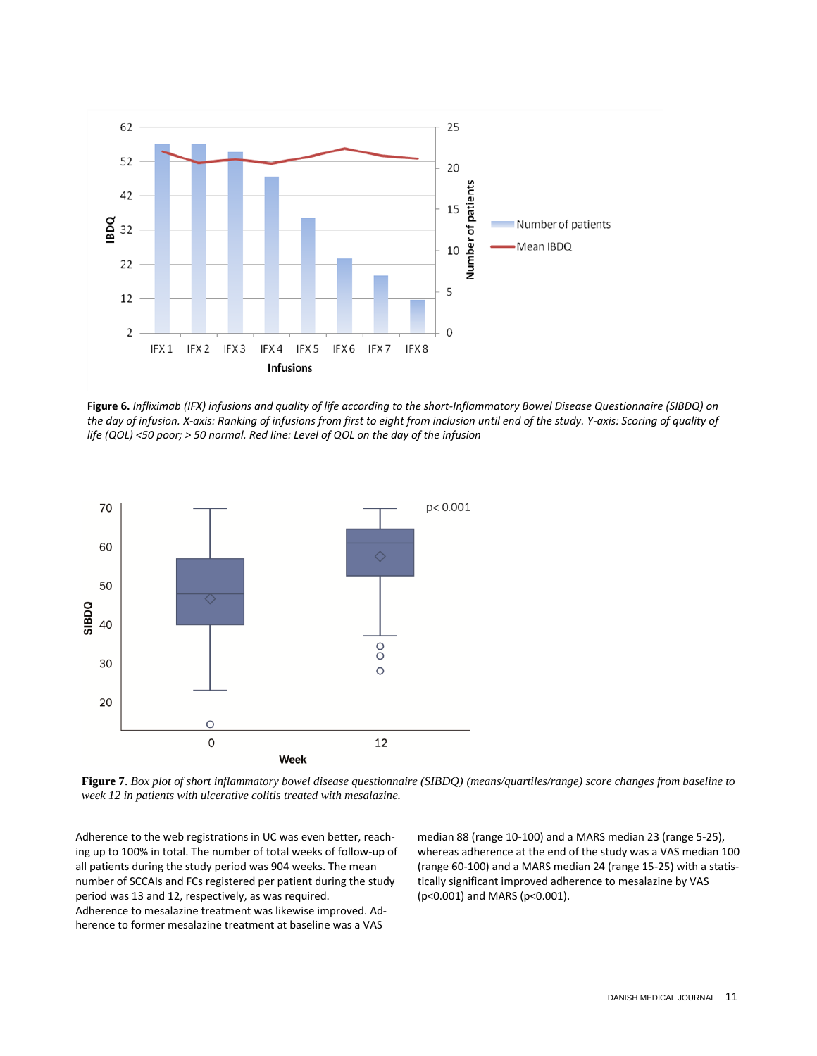**Figure 6.** *Infliximab (IFX) infusions and quality of life according to the short-Inflammatory Bowel Disease Questionnaire (SIBDQ) on the day of infusion. X-axis: Ranking of infusions from first to eight from inclusion until end of the study. Y-axis: Scoring of quality of life (QOL) <50 poor; > 50 normal. Red line: Level of QOL on the day of the infusion*

**Figure 7**. *Box plot of short inflammatory bowel disease questionnaire (SIBDQ) (means/quartiles/range) score changes from baseline to week 12 in patients with ulcerative colitis treated with mesalazine.*

Adherence to the web registrations in UC was even better, reaching up to 100% in total. The number of total weeks of follow-up of all patients during the study period was 904 weeks. The mean number of SCCAIs and FCs registered per patient during the study period was 13 and 12, respectively, as was required.
Adherence to mesalazine treatment was likewise improved. Adherence to former mesalazine treatment at baseline was a VAS median 88 (range 10-100) and a MARS median 23 (range 5-25), whereas adherence at the end of the study was a VAS median 100 (range 60-100) and a MARS median 24 (range 15-25) with a statistically significant improved adherence to mesalazine by VAS ($p<0.001$) and MARS ($p<0.001$).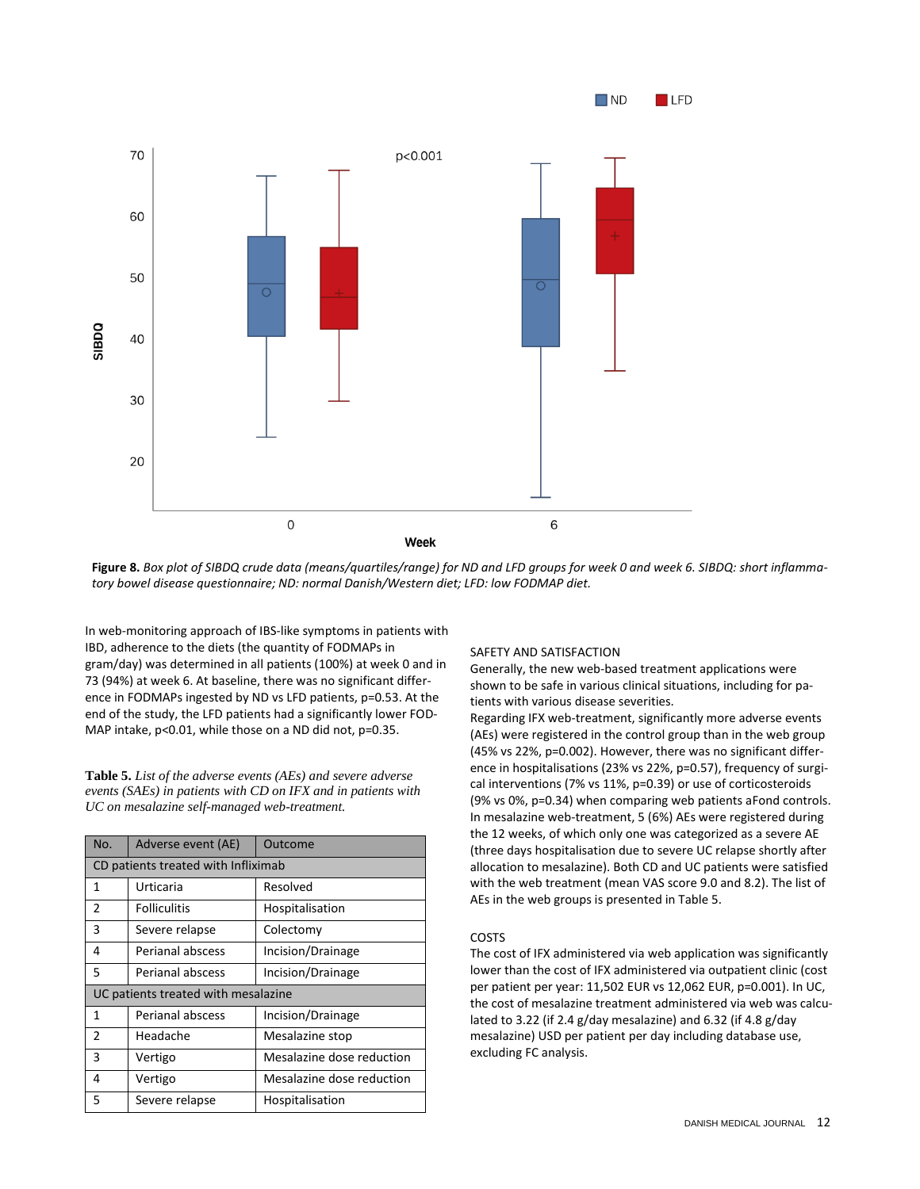**Figure 8.** *Box plot of SIBDQ crude data (means/quartiles/range) for ND and LFD groups for week 0 and week 6. SIBDQ: short inflammatory bowel disease questionnaire; ND: normal Danish/Western diet; LFD: low FODMAP diet.*

In web-monitoring approach of IBS-like symptoms in patients with IBD, adherence to the diets (the quantity of FODMAPs in gram/day) was determined in all patients (100%) at week 0 and in 73 (94%) at week 6. At baseline, there was no significant difference in FODMAPs ingested by ND vs LFD patients, p=0.53. At the end of the study, the LFD patients had a significantly lower FODMAP intake, p<0.01, while those on a ND did not, p=0.35.

**Table 5.** *List of the adverse events (AEs) and severe adverse events (SAEs) in patients with CD on IFX and in patients with UC on mesalazine self-managed web-treatment.*

| No. | Adverse event (AE) | Outcome |
|---|---|---|
| CD patients treated with Infliximab | | |
| 1 | Urticaria | Resolved |
| 2 | Folliculitis | Hospitalisation |
| 3 | Severe relapse | Colectomy |
| 4 | Perianal abscess | Incision/Drainage |
| 5 | Perianal abscess | Incision/Drainage |
| UC patients treated with mesalazine | | |
| 1 | Perianal abscess | Incision/Drainage |
| 2 | Headache | Mesalazine stop |
| 3 | Vertigo | Mesalazine dose reduction |
| 4 | Vertigo | Mesalazine dose reduction |
| 5 | Severe relapse | Hospitalisation |

SAFETY AND SATISFACTION

Generally, the new web-based treatment applications were shown to be safe in various clinical situations, including for patients with various disease severities.

Regarding IFX web-treatment, significantly more adverse events (AEs) were registered in the control group than in the web group (45% vs 22%, p=0.002). However, there was no significant difference in hospitalisations (23% vs 22%, p=0.57), frequency of surgical interventions (7% vs 11%, p=0.39) or use of corticosteroids (9% vs 0%, p=0.34) when comparing web patients aFond controls. In mesalazine web-treatment, 5 (6%) AEs were registered during the 12 weeks, of which only one was categorized as a severe AE (three days hospitalisation due to severe UC relapse shortly after allocation to mesalazine). Both CD and UC patients were satisfied with the web treatment (mean VAS score 9.0 and 8.2). The list of AEs in the web groups is presented in Table 5.

COSTS

The cost of IFX administered via web application was significantly lower than the cost of IFX administered via outpatient clinic (cost per patient per year: 11,502 EUR vs 12,062 EUR, p=0.001). In UC, the cost of mesalazine treatment administered via web was calculated to 3.22 (if 2.4 g/day mesalazine) and 6.32 (if 4.8 g/day mesalazine) USD per patient per day including database use, excluding FC analysis.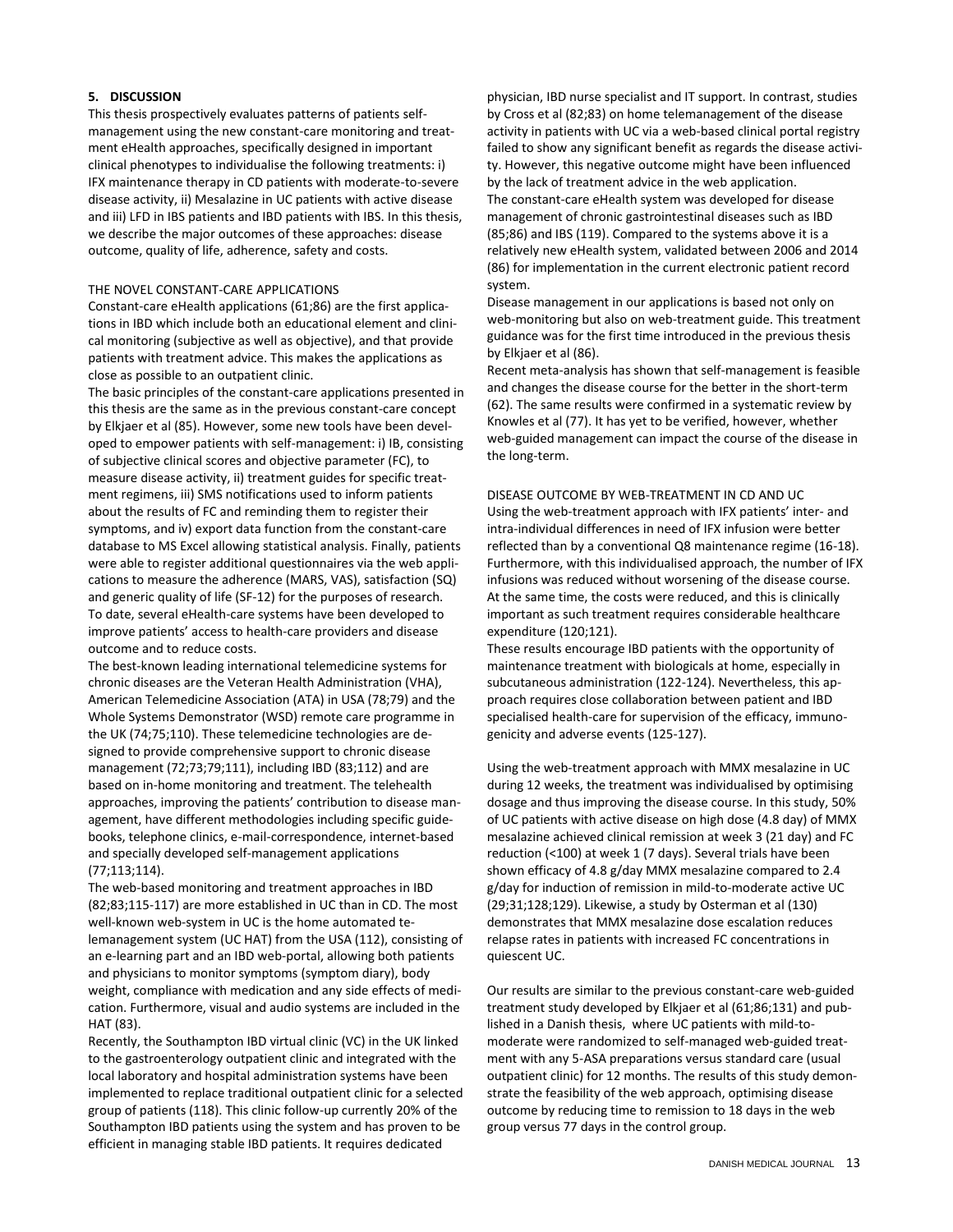## 5. DISCUSSION

This thesis prospectively evaluates patterns of patients self-management using the new constant-care monitoring and treatment eHealth approaches, specifically designed in important clinical phenotypes to individualise the following treatments: i) IFX maintenance therapy in CD patients with moderate-to-severe disease activity, ii) Mesalazine in UC patients with active disease and iii) LFD in IBS patients and IBD patients with IBS. In this thesis, we describe the major outcomes of these approaches: disease outcome, quality of life, adherence, safety and costs.

### THE NOVEL CONSTANT-CARE APPLICATIONS

Constant-care eHealth applications (61;86) are the first applications in IBD which include both an educational element and clinical monitoring (subjective as well as objective), and that provide patients with treatment advice. This makes the applications as close as possible to an outpatient clinic.

The basic principles of the constant-care applications presented in this thesis are the same as in the previous constant-care concept by Elkjaer et al (85). However, some new tools have been developed to empower patients with self-management: i) IB, consisting of subjective clinical scores and objective parameter (FC), to measure disease activity, ii) treatment guides for specific treatment regimens, iii) SMS notifications used to inform patients about the results of FC and reminding them to register their symptoms, and iv) export data function from the constant-care database to MS Excel allowing statistical analysis. Finally, patients were able to register additional questionnaires via the web applications to measure the adherence (MARS, VAS), satisfaction (SQ) and generic quality of life (SF-12) for the purposes of research.

To date, several eHealth-care systems have been developed to improve patients' access to health-care providers and disease outcome and to reduce costs.

The best-known leading international telemedicine systems for chronic diseases are the Veteran Health Administration (VHA), American Telemedicine Association (ATA) in USA (78;79) and the Whole Systems Demonstrator (WSD) remote care programme in the UK (74;75;110). These telemedicine technologies are designed to provide comprehensive support to chronic disease management (72;73;79;111), including IBD (83;112) and are based on in-home monitoring and treatment. The telehealth approaches, improving the patients' contribution to disease management, have different methodologies including specific guidebooks, telephone clinics, e-mail-correspondence, internet-based and specially developed self-management applications (77;113;114).

The web-based monitoring and treatment approaches in IBD (82;83;115-117) are more established in UC than in CD. The most well-known web-system in UC is the home automated telemanagement system (UC HAT) from the USA (112), consisting of an e-learning part and an IBD web-portal, allowing both patients and physicians to monitor symptoms (symptom diary), body weight, compliance with medication and any side effects of medication. Furthermore, visual and audio systems are included in the HAT (83).

Recently, the Southampton IBD virtual clinic (VC) in the UK linked to the gastroenterology outpatient clinic and integrated with the local laboratory and hospital administration systems have been implemented to replace traditional outpatient clinic for a selected group of patients (118). This clinic follow-up currently 20% of the Southampton IBD patients using the system and has proven to be efficient in managing stable IBD patients. It requires dedicated physician, IBD nurse specialist and IT support. In contrast, studies by Cross et al (82;83) on home telemanagement of the disease activity in patients with UC via a web-based clinical portal registry failed to show any significant benefit as regards the disease activity. However, this negative outcome might have been influenced by the lack of treatment advice in the web application.

The constant-care eHealth system was developed for disease management of chronic gastrointestinal diseases such as IBD (85;86) and IBS (119). Compared to the systems above it is a relatively new eHealth system, validated between 2006 and 2014 (86) for implementation in the current electronic patient record system.

Disease management in our applications is based not only on web-monitoring but also on web-treatment guide. This treatment guidance was for the first time introduced in the previous thesis by Elkjaer et al (86).

Recent meta-analysis has shown that self-management is feasible and changes the disease course for the better in the short-term (62). The same results were confirmed in a systematic review by Knowles et al (77). It has yet to be verified, however, whether web-guided management can impact the course of the disease in the long-term.

### DISEASE OUTCOME BY WEB-TREATMENT IN CD AND UC

Using the web-treatment approach with IFX patients' inter- and intra-individual differences in need of IFX infusion were better reflected than by a conventional Q8 maintenance regime (16-18). Furthermore, with this individualised approach, the number of IFX infusions was reduced without worsening of the disease course. At the same time, the costs were reduced, and this is clinically important as such treatment requires considerable healthcare expenditure (120;121).

These results encourage IBD patients with the opportunity of maintenance treatment with biologicals at home, especially in subcutaneous administration (122-124). Nevertheless, this approach requires close collaboration between patient and IBD specialised health-care for supervision of the efficacy, immunogenicity and adverse events (125-127).

Using the web-treatment approach with MMX mesalazine in UC during 12 weeks, the treatment was individualised by optimising dosage and thus improving the disease course. In this study, 50% of UC patients with active disease on high dose (4.8 day) of MMX mesalazine achieved clinical remission at week 3 (21 day) and FC reduction (<100) at week 1 (7 days). Several trials have been shown efficacy of 4.8 g/day MMX mesalazine compared to 2.4 g/day for induction of remission in mild-to-moderate active UC (29;31;128;129). Likewise, a study by Osterman et al (130) demonstrates that MMX mesalazine dose escalation reduces relapse rates in patients with increased FC concentrations in quiescent UC.

Our results are similar to the previous constant-care web-guided treatment study developed by Elkjaer et al (61;86;131) and published in a Danish thesis, where UC patients with mild-to-moderate were randomized to self-managed web-guided treatment with any 5-ASA preparations versus standard care (usual outpatient clinic) for 12 months. The results of this study demonstrate the feasibility of the web approach, optimising disease outcome by reducing time to remission to 18 days in the web group versus 77 days in the control group.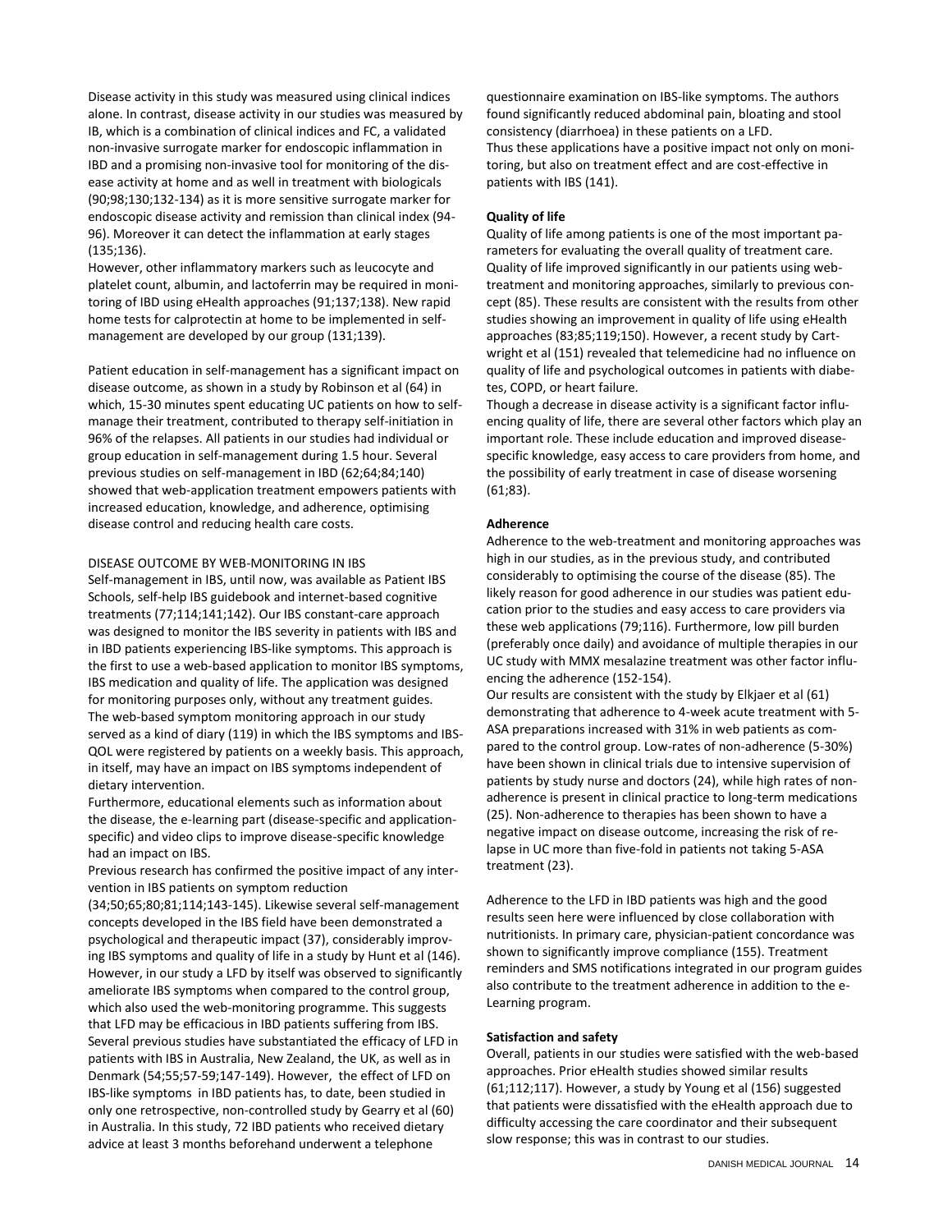Disease activity in this study was measured using clinical indices alone. In contrast, disease activity in our studies was measured by IB, which is a combination of clinical indices and FC, a validated non-invasive surrogate marker for endoscopic inflammation in IBD and a promising non-invasive tool for monitoring of the disease activity at home and as well in treatment with biologicals (90;98;130;132-134) as it is more sensitive surrogate marker for endoscopic disease activity and remission than clinical index (94-96). Moreover it can detect the inflammation at early stages (135;136).

However, other inflammatory markers such as leucocyte and platelet count, albumin, and lactoferrin may be required in monitoring of IBD using eHealth approaches (91;137;138). New rapid home tests for calprotectin at home to be implemented in self-management are developed by our group (131;139).

Patient education in self-management has a significant impact on disease outcome, as shown in a study by Robinson et al (64) in which, 15-30 minutes spent educating UC patients on how to self-manage their treatment, contributed to therapy self-initiation in 96% of the relapses. All patients in our studies had individual or group education in self-management during 1.5 hour. Several previous studies on self-management in IBD (62;64;84;140) showed that web-application treatment empowers patients with increased education, knowledge, and adherence, optimising disease control and reducing health care costs.

DISEASE OUTCOME BY WEB-MONITORING IN IBS

Self-management in IBS, until now, was available as Patient IBS Schools, self-help IBS guidebook and internet-based cognitive treatments (77;114;141;142). Our IBS constant-care approach was designed to monitor the IBS severity in patients with IBS and in IBD patients experiencing IBS-like symptoms. This approach is the first to use a web-based application to monitor IBS symptoms, IBS medication and quality of life. The application was designed for monitoring purposes only, without any treatment guides. The web-based symptom monitoring approach in our study served as a kind of diary (119) in which the IBS symptoms and IBS-QOL were registered by patients on a weekly basis. This approach, in itself, may have an impact on IBS symptoms independent of dietary intervention.

Furthermore, educational elements such as information about the disease, the e-learning part (disease-specific and application-specific) and video clips to improve disease-specific knowledge had an impact on IBS.

Previous research has confirmed the positive impact of any intervention in IBS patients on symptom reduction (34;50;65;80;81;114;143-145). Likewise several self-management concepts developed in the IBS field have been demonstrated a psychological and therapeutic impact (37), considerably improving IBS symptoms and quality of life in a study by Hunt et al (146). However, in our study a LFD by itself was observed to significantly ameliorate IBS symptoms when compared to the control group, which also used the web-monitoring programme. This suggests that LFD may be efficacious in IBD patients suffering from IBS. Several previous studies have substantiated the efficacy of LFD in patients with IBS in Australia, New Zealand, the UK, as well as in Denmark (54;55;57-59;147-149). However, the effect of LFD on IBS-like symptoms in IBD patients has, to date, been studied in only one retrospective, non-controlled study by Gearry et al (60) in Australia. In this study, 72 IBD patients who received dietary advice at least 3 months beforehand underwent a telephone questionnaire examination on IBS-like symptoms. The authors found significantly reduced abdominal pain, bloating and stool consistency (diarrhoea) in these patients on a LFD.

Thus these applications have a positive impact not only on monitoring, but also on treatment effect and are cost-effective in patients with IBS (141).

**Quality of life**

Quality of life among patients is one of the most important parameters for evaluating the overall quality of treatment care. Quality of life improved significantly in our patients using web-treatment and monitoring approaches, similarly to previous concept (85). These results are consistent with the results from other studies showing an improvement in quality of life using eHealth approaches (83;85;119;150). However, a recent study by Cartwright et al (151) revealed that telemedicine had no influence on quality of life and psychological outcomes in patients with diabetes, COPD, or heart failure.

Though a decrease in disease activity is a significant factor influencing quality of life, there are several other factors which play an important role. These include education and improved disease-specific knowledge, easy access to care providers from home, and the possibility of early treatment in case of disease worsening (61;83).

**Adherence**

Adherence to the web-treatment and monitoring approaches was high in our studies, as in the previous study, and contributed considerably to optimising the course of the disease (85). The likely reason for good adherence in our studies was patient education prior to the studies and easy access to care providers via these web applications (79;116). Furthermore, low pill burden (preferably once daily) and avoidance of multiple therapies in our UC study with MMX mesalazine treatment was other factor influencing the adherence (152-154).

Our results are consistent with the study by Elkjaer et al (61) demonstrating that adherence to 4-week acute treatment with 5-ASA preparations increased with 31% in web patients as compared to the control group. Low-rates of non-adherence (5-30%) have been shown in clinical trials due to intensive supervision of patients by study nurse and doctors (24), while high rates of non-adherence is present in clinical practice to long-term medications (25). Non-adherence to therapies has been shown to have a negative impact on disease outcome, increasing the risk of relapse in UC more than five-fold in patients not taking 5-ASA treatment (23).

Adherence to the LFD in IBD patients was high and the good results seen here were influenced by close collaboration with nutritionists. In primary care, physician-patient concordance was shown to significantly improve compliance (155). Treatment reminders and SMS notifications integrated in our program guides also contribute to the treatment adherence in addition to the e-Learning program.

**Satisfaction and safety**

Overall, patients in our studies were satisfied with the web-based approaches. Prior eHealth studies showed similar results (61;112;117). However, a study by Young et al (156) suggested that patients were dissatisfied with the eHealth approach due to difficulty accessing the care coordinator and their subsequent slow response; this was in contrast to our studies.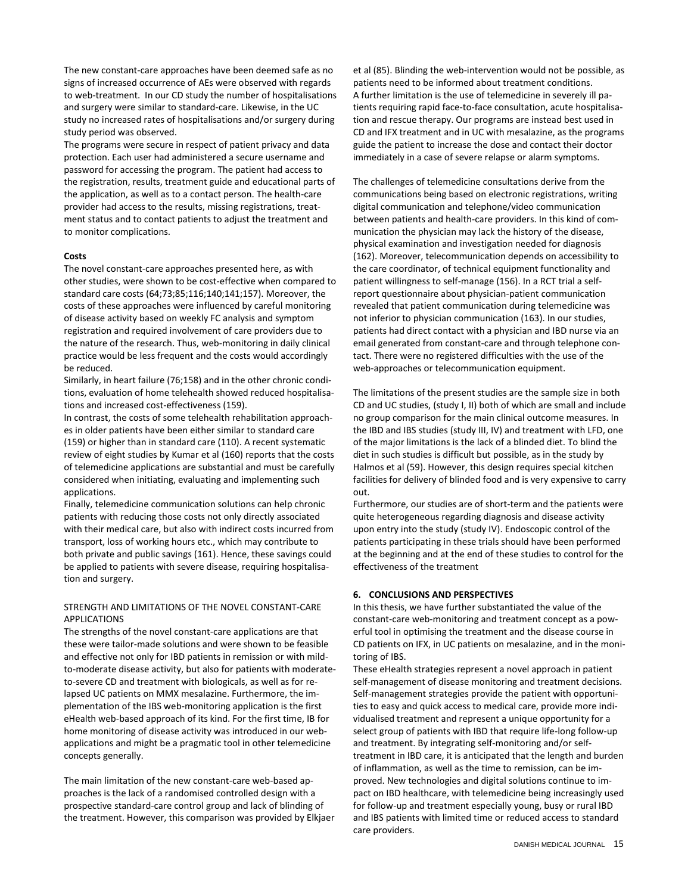The new constant-care approaches have been deemed safe as no signs of increased occurrence of AEs were observed with regards to web-treatment. In our CD study the number of hospitalisations and surgery were similar to standard-care. Likewise, in the UC study no increased rates of hospitalisations and/or surgery during study period was observed.

The programs were secure in respect of patient privacy and data protection. Each user had administered a secure username and password for accessing the program. The patient had access to the registration, results, treatment guide and educational parts of the application, as well as to a contact person. The health-care provider had access to the results, missing registrations, treatment status and to contact patients to adjust the treatment and to monitor complications.

**Costs**

The novel constant-care approaches presented here, as with other studies, were shown to be cost-effective when compared to standard care costs (64;73;85;116;140;141;157). Moreover, the costs of these approaches were influenced by careful monitoring of disease activity based on weekly FC analysis and symptom registration and required involvement of care providers due to the nature of the research. Thus, web-monitoring in daily clinical practice would be less frequent and the costs would accordingly be reduced.

Similarly, in heart failure (76;158) and in the other chronic conditions, evaluation of home telehealth showed reduced hospitalisations and increased cost-effectiveness (159).

In contrast, the costs of some telehealth rehabilitation approaches in older patients have been either similar to standard care (159) or higher than in standard care (110). A recent systematic review of eight studies by Kumar et al (160) reports that the costs of telemedicine applications are substantial and must be carefully considered when initiating, evaluating and implementing such applications.

Finally, telemedicine communication solutions can help chronic patients with reducing those costs not only directly associated with their medical care, but also with indirect costs incurred from transport, loss of working hours etc., which may contribute to both private and public savings (161). Hence, these savings could be applied to patients with severe disease, requiring hospitalisation and surgery.

STRENGTH AND LIMITATIONS OF THE NOVEL CONSTANT-CARE APPLICATIONS

The strengths of the novel constant-care applications are that these were tailor-made solutions and were shown to be feasible and effective not only for IBD patients in remission or with mild-to-moderate disease activity, but also for patients with moderate-to-severe CD and treatment with biologicals, as well as for relapsed UC patients on MMX mesalazine. Furthermore, the implementation of the IBS web-monitoring application is the first eHealth web-based approach of its kind. For the first time, IB for home monitoring of disease activity was introduced in our web-applications and might be a pragmatic tool in other telemedicine concepts generally.

The main limitation of the new constant-care web-based approaches is the lack of a randomised controlled design with a prospective standard-care control group and lack of blinding of the treatment. However, this comparison was provided by Elkjaer et al (85). Blinding the web-intervention would not be possible, as patients need to be informed about treatment conditions.

A further limitation is the use of telemedicine in severely ill patients requiring rapid face-to-face consultation, acute hospitalisation and rescue therapy. Our programs are instead best used in CD and IFX treatment and in UC with mesalazine, as the programs guide the patient to increase the dose and contact their doctor immediately in a case of severe relapse or alarm symptoms.

The challenges of telemedicine consultations derive from the communications being based on electronic registrations, writing digital communication and telephone/video communication between patients and health-care providers. In this kind of communication the physician may lack the history of the disease, physical examination and investigation needed for diagnosis (162). Moreover, telecommunication depends on accessibility to the care coordinator, of technical equipment functionality and patient willingness to self-manage (156). In a RCT trial a self-report questionnaire about physician-patient communication revealed that patient communication during telemedicine was not inferior to physician communication (163). In our studies, patients had direct contact with a physician and IBD nurse via an email generated from constant-care and through telephone contact. There were no registered difficulties with the use of the web-approaches or telecommunication equipment.

The limitations of the present studies are the sample size in both CD and UC studies, (study I, II) both of which are small and include no group comparison for the main clinical outcome measures. In the IBD and IBS studies (study III, IV) and treatment with LFD, one of the major limitations is the lack of a blinded diet. To blind the diet in such studies is difficult but possible, as in the study by Halmos et al (59). However, this design requires special kitchen facilities for delivery of blinded food and is very expensive to carry out.

Furthermore, our studies are of short-term and the patients were quite heterogeneous regarding diagnosis and disease activity upon entry into the study (study IV). Endoscopic control of the patients participating in these trials should have been performed at the beginning and at the end of these studies to control for the effectiveness of the treatment

## 6. CONCLUSIONS AND PERSPECTIVES

In this thesis, we have further substantiated the value of the constant-care web-monitoring and treatment concept as a powerful tool in optimising the treatment and the disease course in CD patients on IFX, in UC patients on mesalazine, and in the monitoring of IBS.

These eHealth strategies represent a novel approach in patient self-management of disease monitoring and treatment decisions. Self-management strategies provide the patient with opportunities to easy and quick access to medical care, provide more individualised treatment and represent a unique opportunity for a select group of patients with IBD that require life-long follow-up and treatment. By integrating self-monitoring and/or self-treatment in IBD care, it is anticipated that the length and burden of inflammation, as well as the time to remission, can be improved. New technologies and digital solutions continue to impact on IBD healthcare, with telemedicine being increasingly used for follow-up and treatment especially young, busy or rural IBD and IBS patients with limited time or reduced access to standard care providers.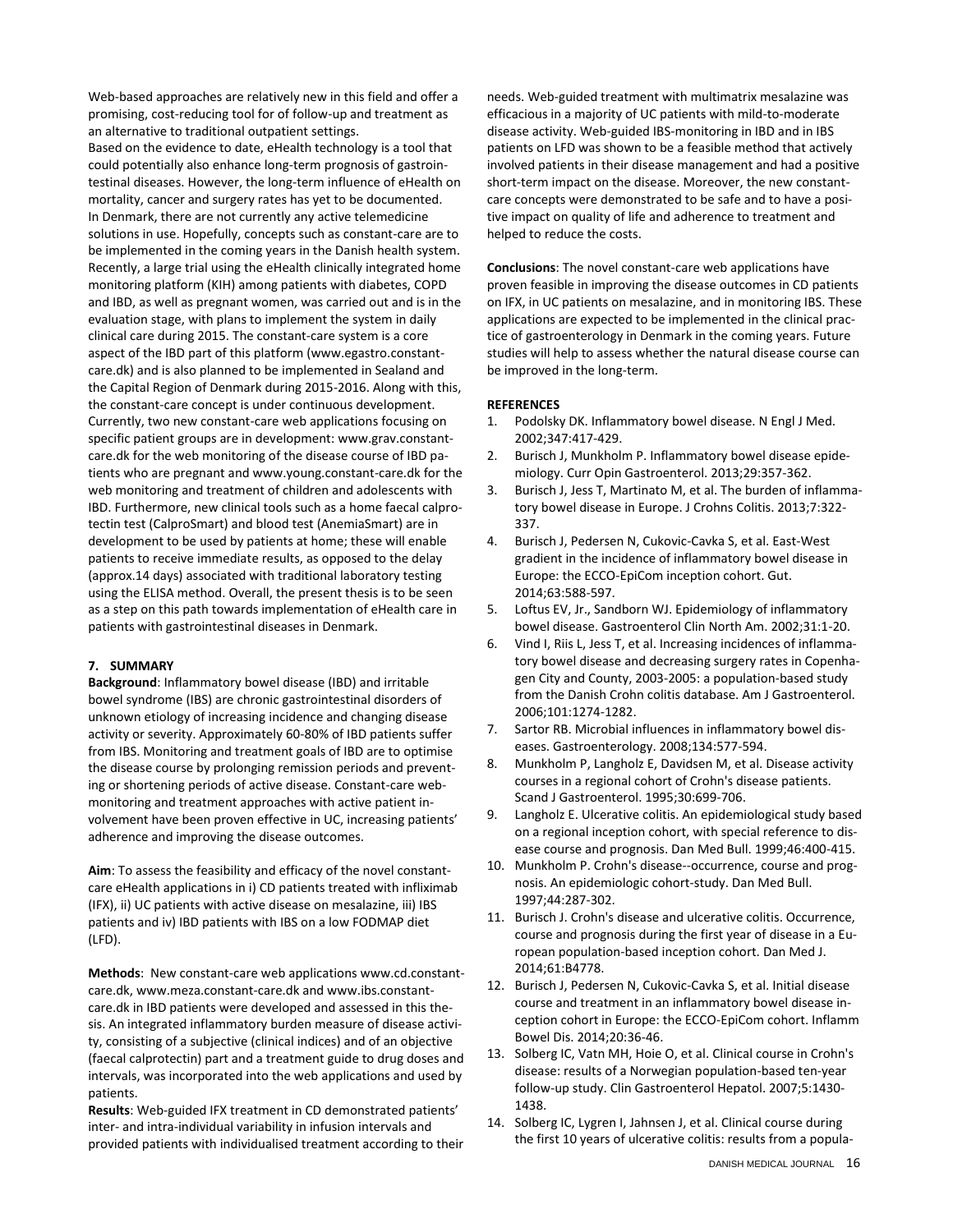Web-based approaches are relatively new in this field and offer a promising, cost-reducing tool for of follow-up and treatment as an alternative to traditional outpatient settings.

Based on the evidence to date, eHealth technology is a tool that could potentially also enhance long-term prognosis of gastrointestinal diseases. However, the long-term influence of eHealth on mortality, cancer and surgery rates has yet to be documented.

In Denmark, there are not currently any active telemedicine solutions in use. Hopefully, concepts such as constant-care are to be implemented in the coming years in the Danish health system. Recently, a large trial using the eHealth clinically integrated home monitoring platform (KIH) among patients with diabetes, COPD and IBD, as well as pregnant women, was carried out and is in the evaluation stage, with plans to implement the system in daily clinical care during 2015. The constant-care system is a core aspect of the IBD part of this platform (www.egastro.constant-care.dk) and is also planned to be implemented in Sealand and the Capital Region of Denmark during 2015-2016. Along with this, the constant-care concept is under continuous development. Currently, two new constant-care web applications focusing on specific patient groups are in development: www.grav.constant-care.dk for the web monitoring of the disease course of IBD patients who are pregnant and www.young.constant-care.dk for the web monitoring and treatment of children and adolescents with IBD. Furthermore, new clinical tools such as a home faecal calprotectin test (CalproSmart) and blood test (AnemiaSmart) are in development to be used by patients at home; these will enable patients to receive immediate results, as opposed to the delay (approx.14 days) associated with traditional laboratory testing using the ELISA method. Overall, the present thesis is to be seen as a step on this path towards implementation of eHealth care in patients with gastrointestinal diseases in Denmark.

## 7. SUMMARY

**Background**: Inflammatory bowel disease (IBD) and irritable bowel syndrome (IBS) are chronic gastrointestinal disorders of unknown etiology of increasing incidence and changing disease activity or severity. Approximately 60-80% of IBD patients suffer from IBS. Monitoring and treatment goals of IBD are to optimise the disease course by prolonging remission periods and preventing or shortening periods of active disease. Constant-care web-monitoring and treatment approaches with active patient involvement have been proven effective in UC, increasing patients' adherence and improving the disease outcomes.

**Aim**: To assess the feasibility and efficacy of the novel constant-care eHealth applications in i) CD patients treated with infliximab (IFX), ii) UC patients with active disease on mesalazine, iii) IBS patients and iv) IBD patients with IBS on a low FODMAP diet (LFD).

**Methods**: New constant-care web applications www.cd.constant-care.dk, www.meza.constant-care.dk and www.ibs.constant-care.dk in IBD patients were developed and assessed in this thesis. An integrated inflammatory burden measure of disease activity, consisting of a subjective (clinical indices) and of an objective (faecal calprotectin) part and a treatment guide to drug doses and intervals, was incorporated into the web applications and used by patients.

**Results**: Web-guided IFX treatment in CD demonstrated patients' inter- and intra-individual variability in infusion intervals and provided patients with individualised treatment according to their needs. Web-guided treatment with multimatrix mesalazine was efficacious in a majority of UC patients with mild-to-moderate disease activity. Web-guided IBS-monitoring in IBD and in IBS patients on LFD was shown to be a feasible method that actively involved patients in their disease management and had a positive short-term impact on the disease. Moreover, the new constant-care concepts were demonstrated to be safe and to have a positive impact on quality of life and adherence to treatment and helped to reduce the costs.

**Conclusions**: The novel constant-care web applications have proven feasible in improving the disease outcomes in CD patients on IFX, in UC patients on mesalazine, and in monitoring IBS. These applications are expected to be implemented in the clinical practice of gastroenterology in Denmark in the coming years. Future studies will help to assess whether the natural disease course can be improved in the long-term.

## REFERENCES

1. Podolsky DK. Inflammatory bowel disease. N Engl J Med. 2002;347:417-429.
2. Burisch J, Munkholm P. Inflammatory bowel disease epidemiology. Curr Opin Gastroenterol. 2013;29:357-362.
3. Burisch J, Jess T, Martinato M, et al. The burden of inflammatory bowel disease in Europe. J Crohns Colitis. 2013;7:322-337.
4. Burisch J, Pedersen N, Cukovic-Cavka S, et al. East-West gradient in the incidence of inflammatory bowel disease in Europe: the ECCO-EpiCom inception cohort. Gut. 2014;63:588-597.
5. Loftus EV, Jr., Sandborn WJ. Epidemiology of inflammatory bowel disease. Gastroenterol Clin North Am. 2002;31:1-20.
6. Vind I, Riis L, Jess T, et al. Increasing incidences of inflammatory bowel disease and decreasing surgery rates in Copenhagen City and County, 2003-2005: a population-based study from the Danish Crohn colitis database. Am J Gastroenterol. 2006;101:1274-1282.
7. Sartor RB. Microbial influences in inflammatory bowel diseases. Gastroenterology. 2008;134:577-594.
8. Munkholm P, Langholz E, Davidsen M, et al. Disease activity courses in a regional cohort of Crohn's disease patients. Scand J Gastroenterol. 1995;30:699-706.
9. Langholz E. Ulcerative colitis. An epidemiological study based on a regional inception cohort, with special reference to disease course and prognosis. Dan Med Bull. 1999;46:400-415.
10. Munkholm P. Crohn's disease--occurrence, course and prognosis. An epidemiologic cohort-study. Dan Med Bull. 1997;44:287-302.
11. Burisch J. Crohn's disease and ulcerative colitis. Occurrence, course and prognosis during the first year of disease in a European population-based inception cohort. Dan Med J. 2014;61:B4778.
12. Burisch J, Pedersen N, Cukovic-Cavka S, et al. Initial disease course and treatment in an inflammatory bowel disease inception cohort in Europe: the ECCO-EpiCom cohort. Inflamm Bowel Dis. 2014;20:36-46.
13. Solberg IC, Vatn MH, Hoie O, et al. Clinical course in Crohn's disease: results of a Norwegian population-based ten-year follow-up study. Clin Gastroenterol Hepatol. 2007;5:1430-1438.
14. Solberg IC, Lygren I, Jahnsen J, et al. Clinical course during the first 10 years of ulcerative colitis: results from a popula-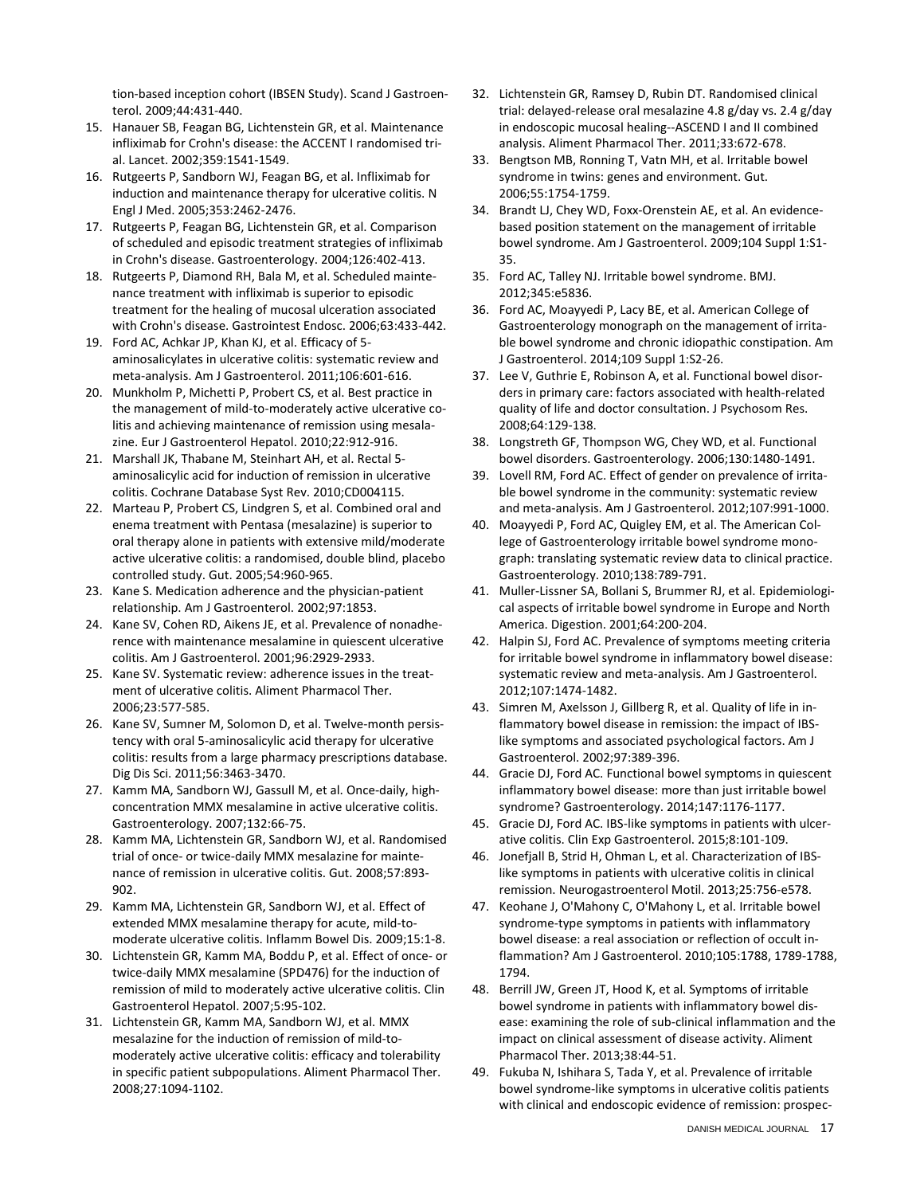tion-based inception cohort (IBSEN Study). Scand J Gastroenterol. 2009;44:431-440.

15. Hanauer SB, Feagan BG, Lichtenstein GR, et al. Maintenance infliximab for Crohn's disease: the ACCENT I randomised trial. Lancet. 2002;359:1541-1549.
16. Rutgeerts P, Sandborn WJ, Feagan BG, et al. Infliximab for induction and maintenance therapy for ulcerative colitis. N Engl J Med. 2005;353:2462-2476.
17. Rutgeerts P, Feagan BG, Lichtenstein GR, et al. Comparison of scheduled and episodic treatment strategies of infliximab in Crohn's disease. Gastroenterology. 2004;126:402-413.
18. Rutgeerts P, Diamond RH, Bala M, et al. Scheduled maintenance treatment with infliximab is superior to episodic treatment for the healing of mucosal ulceration associated with Crohn's disease. Gastrointest Endosc. 2006;63:433-442.
19. Ford AC, Achkar JP, Khan KJ, et al. Efficacy of 5-aminosalicylates in ulcerative colitis: systematic review and meta-analysis. Am J Gastroenterol. 2011;106:601-616.
20. Munkholm P, Michetti P, Probert CS, et al. Best practice in the management of mild-to-moderately active ulcerative colitis and achieving maintenance of remission using mesalazine. Eur J Gastroenterol Hepatol. 2010;22:912-916.
21. Marshall JK, Thabane M, Steinhart AH, et al. Rectal 5-aminosalicylic acid for induction of remission in ulcerative colitis. Cochrane Database Syst Rev. 2010;CD004115.
22. Marteau P, Probert CS, Lindgren S, et al. Combined oral and enema treatment with Pentasa (mesalazine) is superior to oral therapy alone in patients with extensive mild/moderate active ulcerative colitis: a randomised, double blind, placebo controlled study. Gut. 2005;54:960-965.
23. Kane S. Medication adherence and the physician-patient relationship. Am J Gastroenterol. 2002;97:1853.
24. Kane SV, Cohen RD, Aikens JE, et al. Prevalence of nonadherence with maintenance mesalamine in quiescent ulcerative colitis. Am J Gastroenterol. 2001;96:2929-2933.
25. Kane SV. Systematic review: adherence issues in the treatment of ulcerative colitis. Aliment Pharmacol Ther. 2006;23:577-585.
26. Kane SV, Sumner M, Solomon D, et al. Twelve-month persistency with oral 5-aminosalicylic acid therapy for ulcerative colitis: results from a large pharmacy prescriptions database. Dig Dis Sci. 2011;56:3463-3470.
27. Kamm MA, Sandborn WJ, Gassull M, et al. Once-daily, high-concentration MMX mesalamine in active ulcerative colitis. Gastroenterology. 2007;132:66-75.
28. Kamm MA, Lichtenstein GR, Sandborn WJ, et al. Randomised trial of once- or twice-daily MMX mesalazine for maintenance of remission in ulcerative colitis. Gut. 2008;57:893-902.
29. Kamm MA, Lichtenstein GR, Sandborn WJ, et al. Effect of extended MMX mesalamine therapy for acute, mild-to-moderate ulcerative colitis. Inflamm Bowel Dis. 2009;15:1-8.
30. Lichtenstein GR, Kamm MA, Boddu P, et al. Effect of once- or twice-daily MMX mesalamine (SPD476) for the induction of remission of mild to moderately active ulcerative colitis. Clin Gastroenterol Hepatol. 2007;5:95-102.
31. Lichtenstein GR, Kamm MA, Sandborn WJ, et al. MMX mesalazine for the induction of remission of mild-to-moderately active ulcerative colitis: efficacy and tolerability in specific patient subpopulations. Aliment Pharmacol Ther. 2008;27:1094-1102.
32. Lichtenstein GR, Ramsey D, Rubin DT. Randomised clinical trial: delayed-release oral mesalazine 4.8 g/day vs. 2.4 g/day in endoscopic mucosal healing--ASCEND I and II combined analysis. Aliment Pharmacol Ther. 2011;33:672-678.
33. Bengtson MB, Ronning T, Vatn MH, et al. Irritable bowel syndrome in twins: genes and environment. Gut. 2006;55:1754-1759.
34. Brandt LJ, Chey WD, Foxx-Orenstein AE, et al. An evidence-based position statement on the management of irritable bowel syndrome. Am J Gastroenterol. 2009;104 Suppl 1:S1-35.
35. Ford AC, Talley NJ. Irritable bowel syndrome. BMJ. 2012;345:e5836.
36. Ford AC, Moayyedi P, Lacy BE, et al. American College of Gastroenterology monograph on the management of irritable bowel syndrome and chronic idiopathic constipation. Am J Gastroenterol. 2014;109 Suppl 1:S2-26.
37. Lee V, Guthrie E, Robinson A, et al. Functional bowel disorders in primary care: factors associated with health-related quality of life and doctor consultation. J Psychosom Res. 2008;64:129-138.
38. Longstreth GF, Thompson WG, Chey WD, et al. Functional bowel disorders. Gastroenterology. 2006;130:1480-1491.
39. Lovell RM, Ford AC. Effect of gender on prevalence of irritable bowel syndrome in the community: systematic review and meta-analysis. Am J Gastroenterol. 2012;107:991-1000.
40. Moayyedi P, Ford AC, Quigley EM, et al. The American College of Gastroenterology irritable bowel syndrome monograph: translating systematic review data to clinical practice. Gastroenterology. 2010;138:789-791.
41. Muller-Lissner SA, Bollani S, Brummer RJ, et al. Epidemiological aspects of irritable bowel syndrome in Europe and North America. Digestion. 2001;64:200-204.
42. Halpin SJ, Ford AC. Prevalence of symptoms meeting criteria for irritable bowel syndrome in inflammatory bowel disease: systematic review and meta-analysis. Am J Gastroenterol. 2012;107:1474-1482.
43. Simren M, Axelsson J, Gillberg R, et al. Quality of life in inflammatory bowel disease in remission: the impact of IBS-like symptoms and associated psychological factors. Am J Gastroenterol. 2002;97:389-396.
44. Gracie DJ, Ford AC. Functional bowel symptoms in quiescent inflammatory bowel disease: more than just irritable bowel syndrome? Gastroenterology. 2014;147:1176-1177.
45. Gracie DJ, Ford AC. IBS-like symptoms in patients with ulcerative colitis. Clin Exp Gastroenterol. 2015;8:101-109.
46. Jonefjall B, Strid H, Ohman L, et al. Characterization of IBS-like symptoms in patients with ulcerative colitis in clinical remission. Neurogastroenterol Motil. 2013;25:756-e578.
47. Keohane J, O'Mahony C, O'Mahony L, et al. Irritable bowel syndrome-type symptoms in patients with inflammatory bowel disease: a real association or reflection of occult inflammation? Am J Gastroenterol. 2010;105:1788, 1789-1788, 1794.
48. Berrill JW, Green JT, Hood K, et al. Symptoms of irritable bowel syndrome in patients with inflammatory bowel disease: examining the role of sub-clinical inflammation and the impact on clinical assessment of disease activity. Aliment Pharmacol Ther. 2013;38:44-51.
49. Fukuba N, Ishihara S, Tada Y, et al. Prevalence of irritable bowel syndrome-like symptoms in ulcerative colitis patients with clinical and endoscopic evidence of remission: prospec-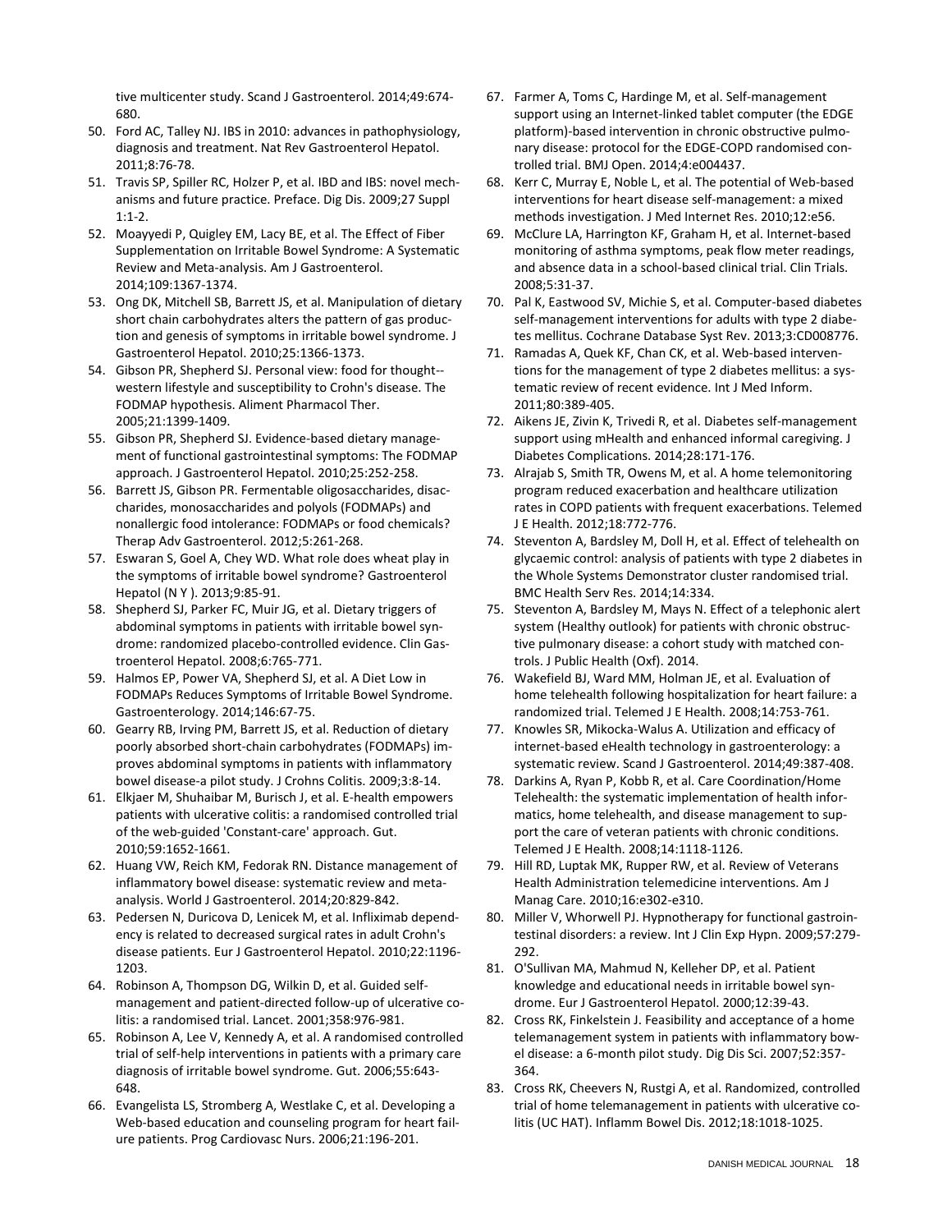tive multicenter study. Scand J Gastroenterol. 2014;49:674-680.

50. Ford AC, Talley NJ. IBS in 2010: advances in pathophysiology, diagnosis and treatment. Nat Rev Gastroenterol Hepatol. 2011;8:76-78.
51. Travis SP, Spiller RC, Holzer P, et al. IBD and IBS: novel mechanisms and future practice. Preface. Dig Dis. 2009;27 Suppl 1:1-2.
52. Moayyedi P, Quigley EM, Lacy BE, et al. The Effect of Fiber Supplementation on Irritable Bowel Syndrome: A Systematic Review and Meta-analysis. Am J Gastroenterol. 2014;109:1367-1374.
53. Ong DK, Mitchell SB, Barrett JS, et al. Manipulation of dietary short chain carbohydrates alters the pattern of gas production and genesis of symptoms in irritable bowel syndrome. J Gastroenterol Hepatol. 2010;25:1366-1373.
54. Gibson PR, Shepherd SJ. Personal view: food for thought--western lifestyle and susceptibility to Crohn's disease. The FODMAP hypothesis. Aliment Pharmacol Ther. 2005;21:1399-1409.
55. Gibson PR, Shepherd SJ. Evidence-based dietary management of functional gastrointestinal symptoms: The FODMAP approach. J Gastroenterol Hepatol. 2010;25:252-258.
56. Barrett JS, Gibson PR. Fermentable oligosaccharides, disaccharides, monosaccharides and polyols (FODMAPs) and nonallergic food intolerance: FODMAPs or food chemicals? Therap Adv Gastroenterol. 2012;5:261-268.
57. Eswaran S, Goel A, Chey WD. What role does wheat play in the symptoms of irritable bowel syndrome? Gastroenterol Hepatol (N Y ). 2013;9:85-91.
58. Shepherd SJ, Parker FC, Muir JG, et al. Dietary triggers of abdominal symptoms in patients with irritable bowel syndrome: randomized placebo-controlled evidence. Clin Gastroenterol Hepatol. 2008;6:765-771.
59. Halmos EP, Power VA, Shepherd SJ, et al. A Diet Low in FODMAPs Reduces Symptoms of Irritable Bowel Syndrome. Gastroenterology. 2014;146:67-75.
60. Gearry RB, Irving PM, Barrett JS, et al. Reduction of dietary poorly absorbed short-chain carbohydrates (FODMAPs) improves abdominal symptoms in patients with inflammatory bowel disease-a pilot study. J Crohns Colitis. 2009;3:8-14.
61. Elkjaer M, Shuhaibar M, Burisch J, et al. E-health empowers patients with ulcerative colitis: a randomised controlled trial of the web-guided 'Constant-care' approach. Gut. 2010;59:1652-1661.
62. Huang VW, Reich KM, Fedorak RN. Distance management of inflammatory bowel disease: systematic review and meta-analysis. World J Gastroenterol. 2014;20:829-842.
63. Pedersen N, Duricova D, Lenicek M, et al. Infliximab dependency is related to decreased surgical rates in adult Crohn's disease patients. Eur J Gastroenterol Hepatol. 2010;22:1196-1203.
64. Robinson A, Thompson DG, Wilkin D, et al. Guided self-management and patient-directed follow-up of ulcerative colitis: a randomised trial. Lancet. 2001;358:976-981.
65. Robinson A, Lee V, Kennedy A, et al. A randomised controlled trial of self-help interventions in patients with a primary care diagnosis of irritable bowel syndrome. Gut. 2006;55:643-648.
66. Evangelista LS, Stromberg A, Westlake C, et al. Developing a Web-based education and counseling program for heart failure patients. Prog Cardiovasc Nurs. 2006;21:196-201.
67. Farmer A, Toms C, Hardinge M, et al. Self-management support using an Internet-linked tablet computer (the EDGE platform)-based intervention in chronic obstructive pulmonary disease: protocol for the EDGE-COPD randomised controlled trial. BMJ Open. 2014;4:e004437.
68. Kerr C, Murray E, Noble L, et al. The potential of Web-based interventions for heart disease self-management: a mixed methods investigation. J Med Internet Res. 2010;12:e56.
69. McClure LA, Harrington KF, Graham H, et al. Internet-based monitoring of asthma symptoms, peak flow meter readings, and absence data in a school-based clinical trial. Clin Trials. 2008;5:31-37.
70. Pal K, Eastwood SV, Michie S, et al. Computer-based diabetes self-management interventions for adults with type 2 diabetes mellitus. Cochrane Database Syst Rev. 2013;3:CD008776.
71. Ramadas A, Quek KF, Chan CK, et al. Web-based interventions for the management of type 2 diabetes mellitus: a systematic review of recent evidence. Int J Med Inform. 2011;80:389-405.
72. Aikens JE, Zivin K, Trivedi R, et al. Diabetes self-management support using mHealth and enhanced informal caregiving. J Diabetes Complications. 2014;28:171-176.
73. Alrajab S, Smith TR, Owens M, et al. A home telemonitoring program reduced exacerbation and healthcare utilization rates in COPD patients with frequent exacerbations. Telemed J E Health. 2012;18:772-776.
74. Steventon A, Bardsley M, Doll H, et al. Effect of telehealth on glycaemic control: analysis of patients with type 2 diabetes in the Whole Systems Demonstrator cluster randomised trial. BMC Health Serv Res. 2014;14:334.
75. Steventon A, Bardsley M, Mays N. Effect of a telephonic alert system (Healthy outlook) for patients with chronic obstructive pulmonary disease: a cohort study with matched controls. J Public Health (Oxf). 2014.
76. Wakefield BJ, Ward MM, Holman JE, et al. Evaluation of home telehealth following hospitalization for heart failure: a randomized trial. Telemed J E Health. 2008;14:753-761.
77. Knowles SR, Mikocka-Walus A. Utilization and efficacy of internet-based eHealth technology in gastroenterology: a systematic review. Scand J Gastroenterol. 2014;49:387-408.
78. Darkins A, Ryan P, Kobb R, et al. Care Coordination/Home Telehealth: the systematic implementation of health informatics, home telehealth, and disease management to support the care of veteran patients with chronic conditions. Telemed J E Health. 2008;14:1118-1126.
79. Hill RD, Luptak MK, Rupper RW, et al. Review of Veterans Health Administration telemedicine interventions. Am J Manag Care. 2010;16:e302-e310.
80. Miller V, Whorwell PJ. Hypnotherapy for functional gastrointestinal disorders: a review. Int J Clin Exp Hypn. 2009;57:279-292.
81. O'Sullivan MA, Mahmud N, Kelleher DP, et al. Patient knowledge and educational needs in irritable bowel syndrome. Eur J Gastroenterol Hepatol. 2000;12:39-43.
82. Cross RK, Finkelstein J. Feasibility and acceptance of a home telemanagement system in patients with inflammatory bowel disease: a 6-month pilot study. Dig Dis Sci. 2007;52:357-364.
83. Cross RK, Cheevers N, Rustgi A, et al. Randomized, controlled trial of home telemanagement in patients with ulcerative colitis (UC HAT). Inflamm Bowel Dis. 2012;18:1018-1025.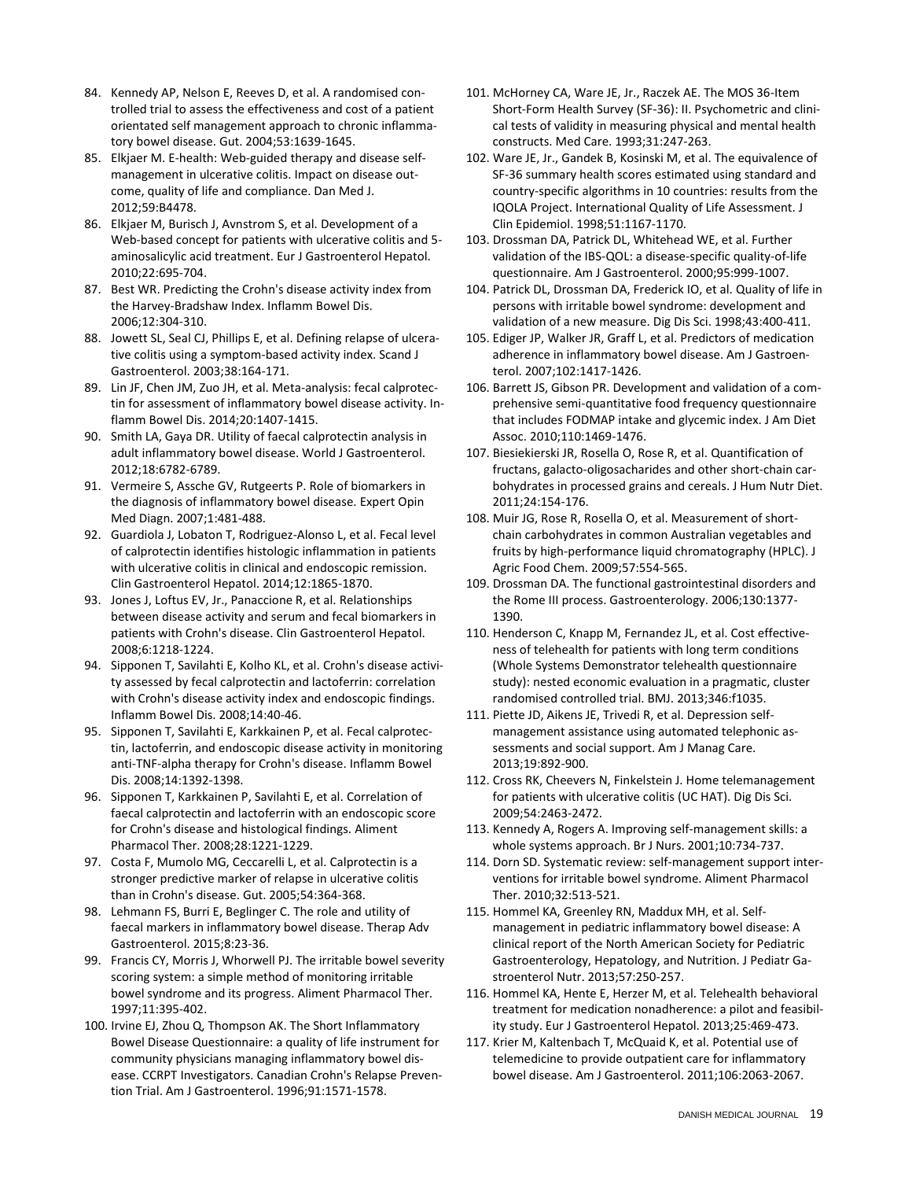84. Kennedy AP, Nelson E, Reeves D, et al. A randomised controlled trial to assess the effectiveness and cost of a patient orientated self management approach to chronic inflammatory bowel disease. Gut. 2004;53:1639-1645.
85. Elkjaer M. E-health: Web-guided therapy and disease self-management in ulcerative colitis. Impact on disease outcome, quality of life and compliance. Dan Med J. 2012;59:B4478.
86. Elkjaer M, Burisch J, Avnstrom S, et al. Development of a Web-based concept for patients with ulcerative colitis and 5-aminosalicylic acid treatment. Eur J Gastroenterol Hepatol. 2010;22:695-704.
87. Best WR. Predicting the Crohn's disease activity index from the Harvey-Bradshaw Index. Inflamm Bowel Dis. 2006;12:304-310.
88. Jowett SL, Seal CJ, Phillips E, et al. Defining relapse of ulcerative colitis using a symptom-based activity index. Scand J Gastroenterol. 2003;38:164-171.
89. Lin JF, Chen JM, Zuo JH, et al. Meta-analysis: fecal calprotectin for assessment of inflammatory bowel disease activity. Inflamm Bowel Dis. 2014;20:1407-1415.
90. Smith LA, Gaya DR. Utility of faecal calprotectin analysis in adult inflammatory bowel disease. World J Gastroenterol. 2012;18:6782-6789.
91. Vermeire S, Assche GV, Rutgeerts P. Role of biomarkers in the diagnosis of inflammatory bowel disease. Expert Opin Med Diagn. 2007;1:481-488.
92. Guardiola J, Lobaton T, Rodriguez-Alonso L, et al. Fecal level of calprotectin identifies histologic inflammation in patients with ulcerative colitis in clinical and endoscopic remission. Clin Gastroenterol Hepatol. 2014;12:1865-1870.
93. Jones J, Loftus EV, Jr., Panaccione R, et al. Relationships between disease activity and serum and fecal biomarkers in patients with Crohn's disease. Clin Gastroenterol Hepatol. 2008;6:1218-1224.
94. Sipponen T, Savilahti E, Kolho KL, et al. Crohn's disease activity assessed by fecal calprotectin and lactoferrin: correlation with Crohn's disease activity index and endoscopic findings. Inflamm Bowel Dis. 2008;14:40-46.
95. Sipponen T, Savilahti E, Karkkainen P, et al. Fecal calprotectin, lactoferrin, and endoscopic disease activity in monitoring anti-TNF-alpha therapy for Crohn's disease. Inflamm Bowel Dis. 2008;14:1392-1398.
96. Sipponen T, Karkkainen P, Savilahti E, et al. Correlation of faecal calprotectin and lactoferrin with an endoscopic score for Crohn's disease and histological findings. Aliment Pharmacol Ther. 2008;28:1221-1229.
97. Costa F, Mumolo MG, Ceccarelli L, et al. Calprotectin is a stronger predictive marker of relapse in ulcerative colitis than in Crohn's disease. Gut. 2005;54:364-368.
98. Lehmann FS, Burri E, Beglinger C. The role and utility of faecal markers in inflammatory bowel disease. Therap Adv Gastroenterol. 2015;8:23-36.
99. Francis CY, Morris J, Whorwell PJ. The irritable bowel severity scoring system: a simple method of monitoring irritable bowel syndrome and its progress. Aliment Pharmacol Ther. 1997;11:395-402.
100. Irvine EJ, Zhou Q, Thompson AK. The Short Inflammatory Bowel Disease Questionnaire: a quality of life instrument for community physicians managing inflammatory bowel disease. CCRPT Investigators. Canadian Crohn's Relapse Prevention Trial. Am J Gastroenterol. 1996;91:1571-1578.
101. McHorney CA, Ware JE, Jr., Raczek AE. The MOS 36-Item Short-Form Health Survey (SF-36): II. Psychometric and clinical tests of validity in measuring physical and mental health constructs. Med Care. 1993;31:247-263.
102. Ware JE, Jr., Gandek B, Kosinski M, et al. The equivalence of SF-36 summary health scores estimated using standard and country-specific algorithms in 10 countries: results from the IQOLA Project. International Quality of Life Assessment. J Clin Epidemiol. 1998;51:1167-1170.
103. Drossman DA, Patrick DL, Whitehead WE, et al. Further validation of the IBS-QOL: a disease-specific quality-of-life questionnaire. Am J Gastroenterol. 2000;95:999-1007.
104. Patrick DL, Drossman DA, Frederick IO, et al. Quality of life in persons with irritable bowel syndrome: development and validation of a new measure. Dig Dis Sci. 1998;43:400-411.
105. Ediger JP, Walker JR, Graff L, et al. Predictors of medication adherence in inflammatory bowel disease. Am J Gastroenterol. 2007;102:1417-1426.
106. Barrett JS, Gibson PR. Development and validation of a comprehensive semi-quantitative food frequency questionnaire that includes FODMAP intake and glycemic index. J Am Diet Assoc. 2010;110:1469-1476.
107. Biesiekierski JR, Rosella O, Rose R, et al. Quantification of fructans, galacto-oligosacharides and other short-chain carbohydrates in processed grains and cereals. J Hum Nutr Diet. 2011;24:154-176.
108. Muir JG, Rose R, Rosella O, et al. Measurement of short-chain carbohydrates in common Australian vegetables and fruits by high-performance liquid chromatography (HPLC). J Agric Food Chem. 2009;57:554-565.
109. Drossman DA. The functional gastrointestinal disorders and the Rome III process. Gastroenterology. 2006;130:1377-1390.
110. Henderson C, Knapp M, Fernandez JL, et al. Cost effectiveness of telehealth for patients with long term conditions (Whole Systems Demonstrator telehealth questionnaire study): nested economic evaluation in a pragmatic, cluster randomised controlled trial. BMJ. 2013;346:f1035.
111. Piette JD, Aikens JE, Trivedi R, et al. Depression self-management assistance using automated telephonic assessments and social support. Am J Manag Care. 2013;19:892-900.
112. Cross RK, Cheevers N, Finkelstein J. Home telemanagement for patients with ulcerative colitis (UC HAT). Dig Dis Sci. 2009;54:2463-2472.
113. Kennedy A, Rogers A. Improving self-management skills: a whole systems approach. Br J Nurs. 2001;10:734-737.
114. Dorn SD. Systematic review: self-management support interventions for irritable bowel syndrome. Aliment Pharmacol Ther. 2010;32:513-521.
115. Hommel KA, Greenley RN, Maddux MH, et al. Self-management in pediatric inflammatory bowel disease: A clinical report of the North American Society for Pediatric Gastroenterology, Hepatology, and Nutrition. J Pediatr Gastroenterol Nutr. 2013;57:250-257.
116. Hommel KA, Hente E, Herzer M, et al. Telehealth behavioral treatment for medication nonadherence: a pilot and feasibility study. Eur J Gastroenterol Hepatol. 2013;25:469-473.
117. Krier M, Kaltenbach T, McQuaid K, et al. Potential use of telemedicine to provide outpatient care for inflammatory bowel disease. Am J Gastroenterol. 2011;106:2063-2067.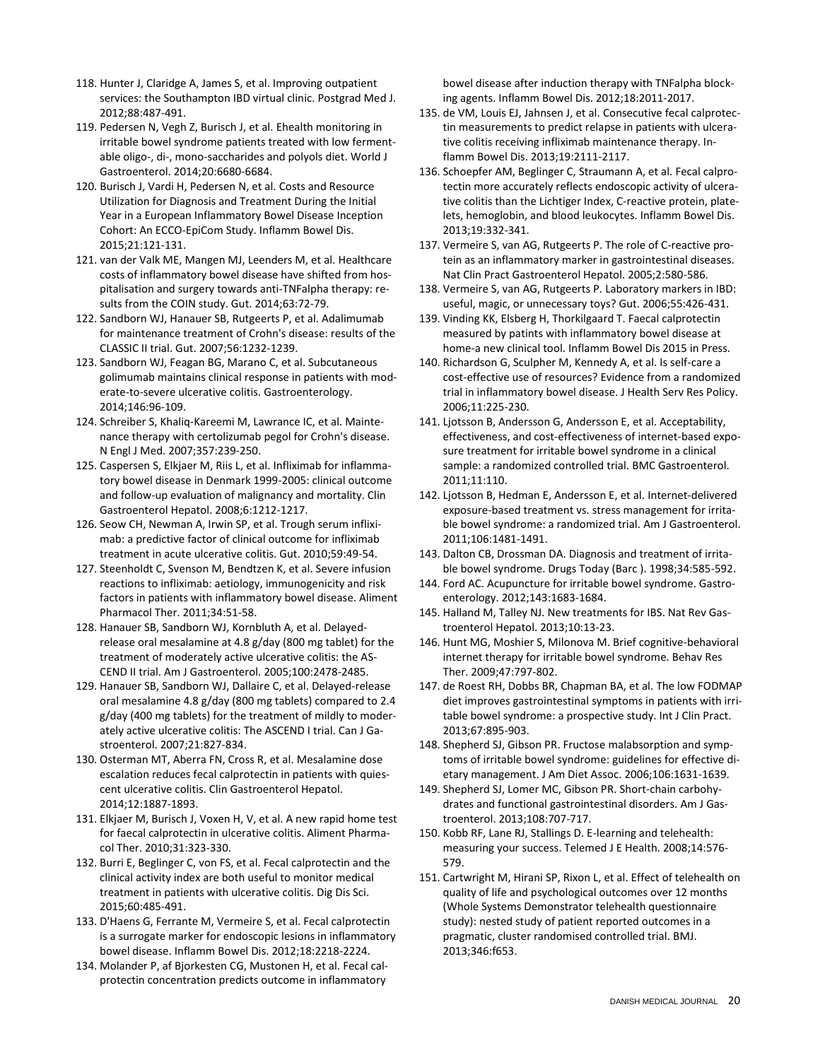118. Hunter J, Claridge A, James S, et al. Improving outpatient services: the Southampton IBD virtual clinic. Postgrad Med J. 2012;88:487-491.
119. Pedersen N, Vegh Z, Burisch J, et al. Ehealth monitoring in irritable bowel syndrome patients treated with low fermentable oligo-, di-, mono-saccharides and polyols diet. World J Gastroenterol. 2014;20:6680-6684.
120. Burisch J, Vardi H, Pedersen N, et al. Costs and Resource Utilization for Diagnosis and Treatment During the Initial Year in a European Inflammatory Bowel Disease Inception Cohort: An ECCO-EpiCom Study. Inflamm Bowel Dis. 2015;21:121-131.
121. van der Valk ME, Mangen MJ, Leenders M, et al. Healthcare costs of inflammatory bowel disease have shifted from hospitalisation and surgery towards anti-TNFalpha therapy: results from the COIN study. Gut. 2014;63:72-79.
122. Sandborn WJ, Hanauer SB, Rutgeerts P, et al. Adalimumab for maintenance treatment of Crohn's disease: results of the CLASSIC II trial. Gut. 2007;56:1232-1239.
123. Sandborn WJ, Feagan BG, Marano C, et al. Subcutaneous golimumab maintains clinical response in patients with moderate-to-severe ulcerative colitis. Gastroenterology. 2014;146:96-109.
124. Schreiber S, Khaliq-Kareemi M, Lawrance IC, et al. Maintenance therapy with certolizumab pegol for Crohn's disease. N Engl J Med. 2007;357:239-250.
125. Caspersen S, Elkjaer M, Riis L, et al. Infliximab for inflammatory bowel disease in Denmark 1999-2005: clinical outcome and follow-up evaluation of malignancy and mortality. Clin Gastroenterol Hepatol. 2008;6:1212-1217.
126. Seow CH, Newman A, Irwin SP, et al. Trough serum infliximab: a predictive factor of clinical outcome for infliximab treatment in acute ulcerative colitis. Gut. 2010;59:49-54.
127. Steenholdt C, Svenson M, Bendtzen K, et al. Severe infusion reactions to infliximab: aetiology, immunogenicity and risk factors in patients with inflammatory bowel disease. Aliment Pharmacol Ther. 2011;34:51-58.
128. Hanauer SB, Sandborn WJ, Kornbluth A, et al. Delayed-release oral mesalamine at 4.8 g/day (800 mg tablet) for the treatment of moderately active ulcerative colitis: the ASCEND II trial. Am J Gastroenterol. 2005;100:2478-2485.
129. Hanauer SB, Sandborn WJ, Dallaire C, et al. Delayed-release oral mesalamine 4.8 g/day (800 mg tablets) compared to 2.4 g/day (400 mg tablets) for the treatment of mildly to moderately active ulcerative colitis: The ASCEND I trial. Can J Gastroenterol. 2007;21:827-834.
130. Osterman MT, Aberra FN, Cross R, et al. Mesalamine dose escalation reduces fecal calprotectin in patients with quiescent ulcerative colitis. Clin Gastroenterol Hepatol. 2014;12:1887-1893.
131. Elkjaer M, Burisch J, Voxen H, V, et al. A new rapid home test for faecal calprotectin in ulcerative colitis. Aliment Pharmacol Ther. 2010;31:323-330.
132. Burri E, Beglinger C, von FS, et al. Fecal calprotectin and the clinical activity index are both useful to monitor medical treatment in patients with ulcerative colitis. Dig Dis Sci. 2015;60:485-491.
133. D'Haens G, Ferrante M, Vermeire S, et al. Fecal calprotectin is a surrogate marker for endoscopic lesions in inflammatory bowel disease. Inflamm Bowel Dis. 2012;18:2218-2224.
134. Molander P, af Bjorkesten CG, Mustonen H, et al. Fecal calprotectin concentration predicts outcome in inflammatory bowel disease after induction therapy with TNFalpha blocking agents. Inflamm Bowel Dis. 2012;18:2011-2017.
135. de VM, Louis EJ, Jahnsen J, et al. Consecutive fecal calprotectin measurements to predict relapse in patients with ulcerative colitis receiving infliximab maintenance therapy. Inflamm Bowel Dis. 2013;19:2111-2117.
136. Schoepfer AM, Beglinger C, Straumann A, et al. Fecal calprotectin more accurately reflects endoscopic activity of ulcerative colitis than the Lichtiger Index, C-reactive protein, platelets, hemoglobin, and blood leukocytes. Inflamm Bowel Dis. 2013;19:332-341.
137. Vermeire S, van AG, Rutgeerts P. The role of C-reactive protein as an inflammatory marker in gastrointestinal diseases. Nat Clin Pract Gastroenterol Hepatol. 2005;2:580-586.
138. Vermeire S, van AG, Rutgeerts P. Laboratory markers in IBD: useful, magic, or unnecessary toys? Gut. 2006;55:426-431.
139. Vinding KK, Elsberg H, Thorkilgaard T. Faecal calprotectin measured by patints with inflammatory bowel disease at home-a new clinical tool. Inflamm Bowel Dis 2015 in Press.
140. Richardson G, Sculpher M, Kennedy A, et al. Is self-care a cost-effective use of resources? Evidence from a randomized trial in inflammatory bowel disease. J Health Serv Res Policy. 2006;11:225-230.
141. Ljotsson B, Andersson G, Andersson E, et al. Acceptability, effectiveness, and cost-effectiveness of internet-based exposure treatment for irritable bowel syndrome in a clinical sample: a randomized controlled trial. BMC Gastroenterol. 2011;11:110.
142. Ljotsson B, Hedman E, Andersson E, et al. Internet-delivered exposure-based treatment vs. stress management for irritable bowel syndrome: a randomized trial. Am J Gastroenterol. 2011;106:1481-1491.
143. Dalton CB, Drossman DA. Diagnosis and treatment of irritable bowel syndrome. Drugs Today (Barc ). 1998;34:585-592.
144. Ford AC. Acupuncture for irritable bowel syndrome. Gastroenterology. 2012;143:1683-1684.
145. Halland M, Talley NJ. New treatments for IBS. Nat Rev Gastroenterol Hepatol. 2013;10:13-23.
146. Hunt MG, Moshier S, Milonova M. Brief cognitive-behavioral internet therapy for irritable bowel syndrome. Behav Res Ther. 2009;47:797-802.
147. de Roest RH, Dobbs BR, Chapman BA, et al. The low FODMAP diet improves gastrointestinal symptoms in patients with irritable bowel syndrome: a prospective study. Int J Clin Pract. 2013;67:895-903.
148. Shepherd SJ, Gibson PR. Fructose malabsorption and symptoms of irritable bowel syndrome: guidelines for effective dietary management. J Am Diet Assoc. 2006;106:1631-1639.
149. Shepherd SJ, Lomer MC, Gibson PR. Short-chain carbohydrates and functional gastrointestinal disorders. Am J Gastroenterol. 2013;108:707-717.
150. Kobb RF, Lane RJ, Stallings D. E-learning and telehealth: measuring your success. Telemed J E Health. 2008;14:576-579.
151. Cartwright M, Hirani SP, Rixon L, et al. Effect of telehealth on quality of life and psychological outcomes over 12 months (Whole Systems Demonstrator telehealth questionnaire study): nested study of patient reported outcomes in a pragmatic, cluster randomised controlled trial. BMJ. 2013;346:f653.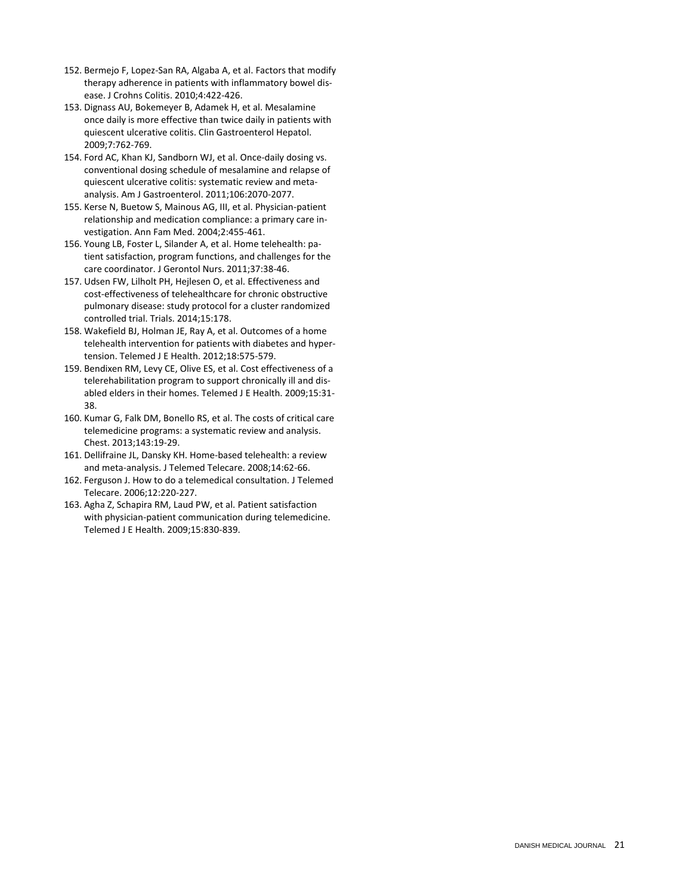152. Bermejo F, Lopez-San RA, Algaba A, et al. Factors that modify therapy adherence in patients with inflammatory bowel disease. J Crohns Colitis. 2010;4:422-426.
153. Dignass AU, Bokemeyer B, Adamek H, et al. Mesalamine once daily is more effective than twice daily in patients with quiescent ulcerative colitis. Clin Gastroenterol Hepatol. 2009;7:762-769.
154. Ford AC, Khan KJ, Sandborn WJ, et al. Once-daily dosing vs. conventional dosing schedule of mesalamine and relapse of quiescent ulcerative colitis: systematic review and meta-analysis. Am J Gastroenterol. 2011;106:2070-2077.
155. Kerse N, Buetow S, Mainous AG, III, et al. Physician-patient relationship and medication compliance: a primary care investigation. Ann Fam Med. 2004;2:455-461.
156. Young LB, Foster L, Silander A, et al. Home telehealth: patient satisfaction, program functions, and challenges for the care coordinator. J Gerontol Nurs. 2011;37:38-46.
157. Udsen FW, Lilholt PH, Hejlesen O, et al. Effectiveness and cost-effectiveness of telehealthcare for chronic obstructive pulmonary disease: study protocol for a cluster randomized controlled trial. Trials. 2014;15:178.
158. Wakefield BJ, Holman JE, Ray A, et al. Outcomes of a home telehealth intervention for patients with diabetes and hypertension. Telemed J E Health. 2012;18:575-579.
159. Bendixen RM, Levy CE, Olive ES, et al. Cost effectiveness of a telerehabilitation program to support chronically ill and disabled elders in their homes. Telemed J E Health. 2009;15:31-38.
160. Kumar G, Falk DM, Bonello RS, et al. The costs of critical care telemedicine programs: a systematic review and analysis. Chest. 2013;143:19-29.
161. Dellifraine JL, Dansky KH. Home-based telehealth: a review and meta-analysis. J Telemed Telecare. 2008;14:62-66.
162. Ferguson J. How to do a telemedical consultation. J Telemed Telecare. 2006;12:220-227.
163. Agha Z, Schapira RM, Laud PW, et al. Patient satisfaction with physician-patient communication during telemedicine. Telemed J E Health. 2009;15:830-839.